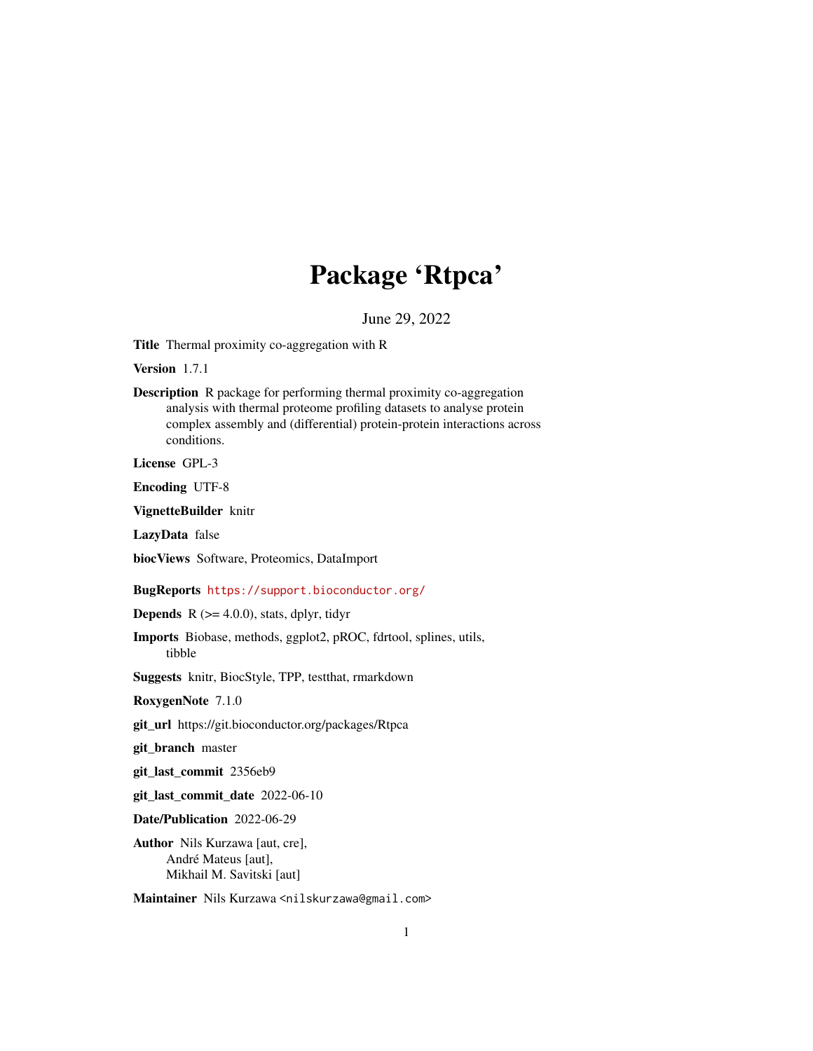# Package 'Rtpca'

June 29, 2022

**Title** Thermal proximity co-aggregation with R

**Version** 1.7.1

**Description** R package for performing thermal proximity co-aggregation analysis with thermal proteome profiling datasets to analyse protein complex assembly and (differential) protein-protein interactions across conditions.

**License** GPL-3

**Encoding** UTF-8

**VignetteBuilder** knitr

**LazyData** false

**biocViews** Software, Proteomics, DataImport

**BugReports** https://support.bioconductor.org/

**Depends** R (>= 4.0.0), stats, dplyr, tidyr

**Imports** Biobase, methods, ggplot2, pROC, fdrtool, splines, utils, tibble

**Suggests** knitr, BiocStyle, TPP, testthat, rmarkdown

**RoxygenNote** 7.1.0

**git_url** https://git.bioconductor.org/packages/Rtpca

**git_branch** master

**git_last_commit** 2356eb9

**git_last_commit_date** 2022-06-10

**Date/Publication** 2022-06-29

**Author** Nils Kurzawa [aut, cre],
André Mateus [aut],
Mikhail M. Savitski [aut]

**Maintainer** Nils Kurzawa <nilskurzawa@gmail.com>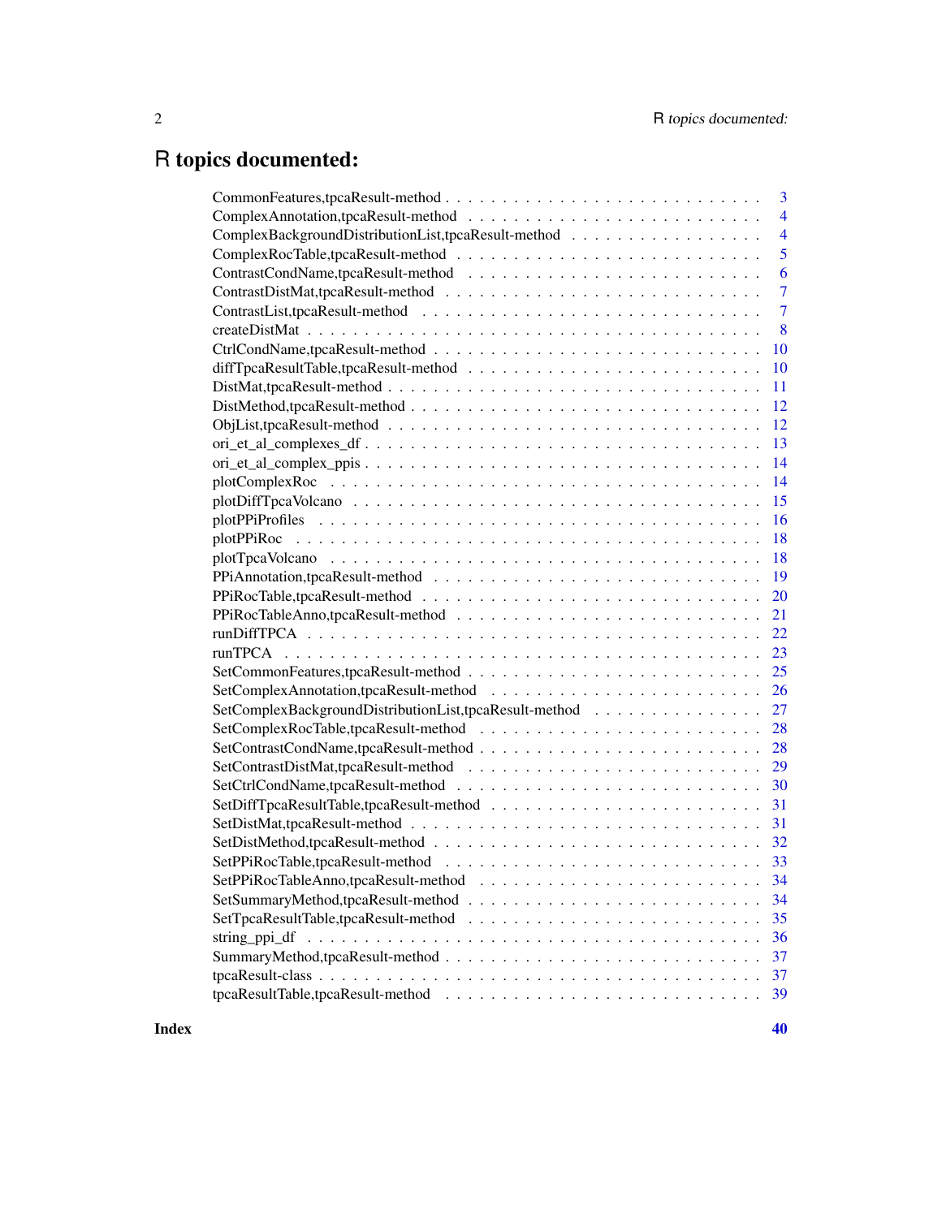# R topics documented:

| | |
|---|---|
| CommonFeatures,tpcaResult-method | 3 |
| ComplexAnnotation,tpcaResult-method | 4 |
| ComplexBackgroundDistributionList,tpcaResult-method | 4 |
| ComplexRocTable,tpcaResult-method | 5 |
| ContrastCondName,tpcaResult-method | 6 |
| ContrastDistMat,tpcaResult-method | 7 |
| ContrastList,tpcaResult-method | 7 |
| createDistMat | 8 |
| CtrlCondName,tpcaResult-method | 10 |
| diffTpcaResultTable,tpcaResult-method | 10 |
| DistMat,tpcaResult-method | 11 |
| DistMethod,tpcaResult-method | 12 |
| ObjList,tpcaResult-method | 12 |
| ori_et_al_complexes_df | 13 |
| ori_et_al_complex_ppis | 14 |
| plotComplexRoc | 14 |
| plotDiffTpcaVolcano | 15 |
| plotPPiProfiles | 16 |
| plotPPiRoc | 18 |
| plotTpcaVolcano | 18 |
| PPiAnnotation,tpcaResult-method | 19 |
| PPiRocTable,tpcaResult-method | 20 |
| PPiRocTableAnno,tpcaResult-method | 21 |
| runDiffTPCA | 22 |
| runTPCA | 23 |
| SetCommonFeatures,tpcaResult-method | 25 |
| SetComplexAnnotation,tpcaResult-method | 26 |
| SetComplexBackgroundDistributionList,tpcaResult-method | 27 |
| SetComplexRocTable,tpcaResult-method | 28 |
| SetContrastCondName,tpcaResult-method | 28 |
| SetContrastDistMat,tpcaResult-method | 29 |
| SetCtrlCondName,tpcaResult-method | 30 |
| SetDiffTpcaResultTable,tpcaResult-method | 31 |
| SetDistMat,tpcaResult-method | 31 |
| SetDistMethod,tpcaResult-method | 32 |
| SetPPiRocTable,tpcaResult-method | 33 |
| SetPPiRocTableAnno,tpcaResult-method | 34 |
| SetSummaryMethod,tpcaResult-method | 34 |
| SetTpcaResultTable,tpcaResult-method | 35 |
| string_ppi_df | 36 |
| SummaryMethod,tpcaResult-method | 37 |
| tpcaResult-class | 37 |
| tpcaResultTable,tpcaResult-method | 39 |

**Index** **40**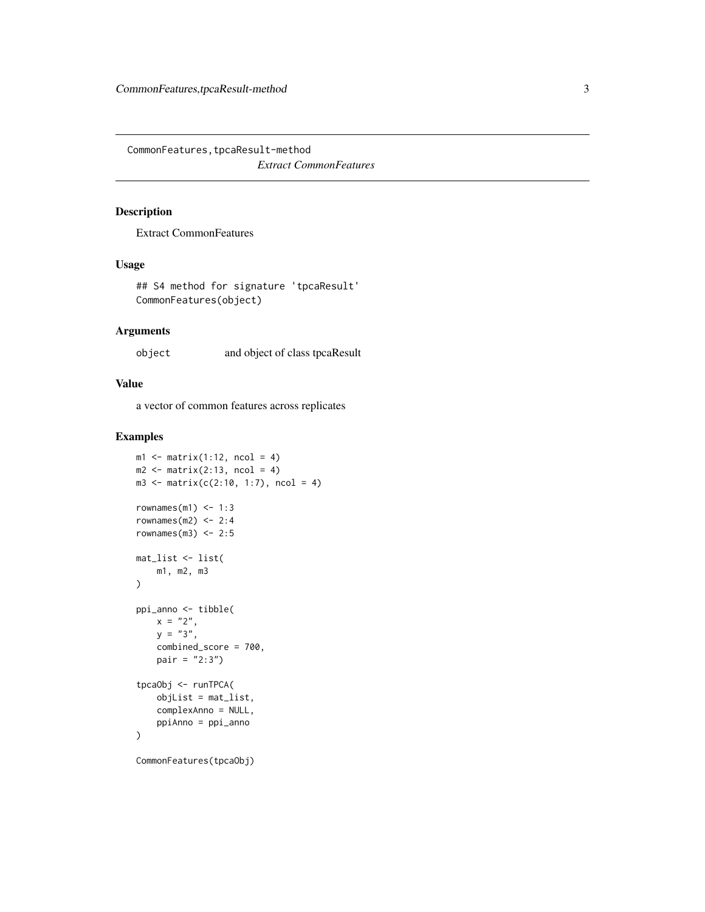# CommonFeatures,tpcaResult-method

*Extract CommonFeatures*

## Description

Extract CommonFeatures

## Usage

```
## S4 method for signature 'tpcaResult'
CommonFeatures(object)
```

## Arguments

| | |
|---|---|
| object | and object of class tpcaResult |

## Value

a vector of common features across replicates

## Examples

```
m1 <- matrix(1:12, ncol = 4)
m2 <- matrix(2:13, ncol = 4)
m3 <- matrix(c(2:10, 1:7), ncol = 4)

rownames(m1) <- 1:3
rownames(m2) <- 2:4
rownames(m3) <- 2:5

mat_list <- list(
    m1, m2, m3
)

ppi_anno <- tibble(
    x = "2",
    y = "3",
    combined_score = 700,
    pair = "2:3")

tpcaObj <- runTPCA(
    objList = mat_list,
    complexAnno = NULL,
    ppiAnno = ppi_anno
)

CommonFeatures(tpcaObj)
```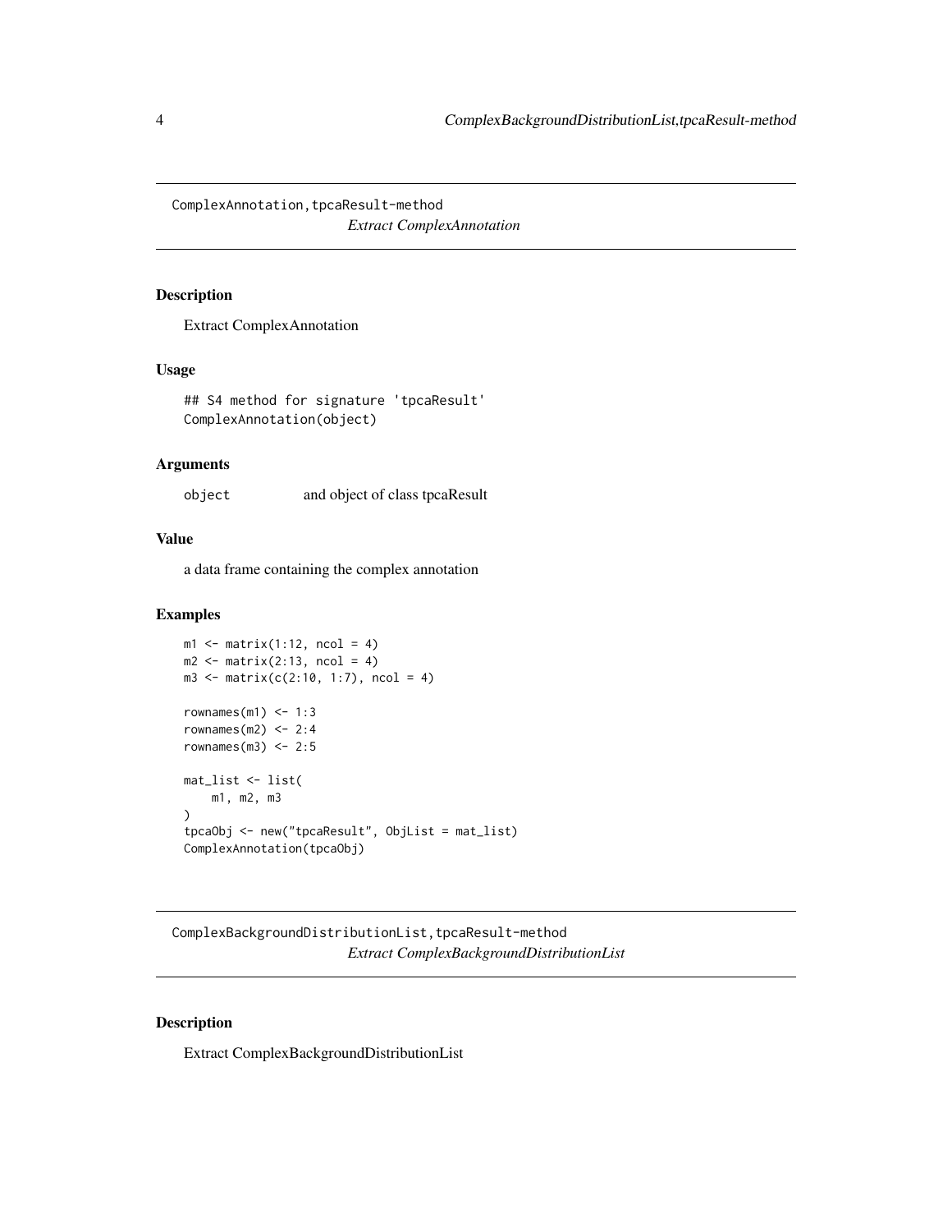## ComplexAnnotation,tpcaResult-method

*Extract ComplexAnnotation*

### Description

Extract ComplexAnnotation

### Usage

```
## S4 method for signature 'tpcaResult'
ComplexAnnotation(object)
```

### Arguments

object  and object of class tpcaResult

### Value

a data frame containing the complex annotation

### Examples

```
m1 <- matrix(1:12, ncol = 4)
m2 <- matrix(2:13, ncol = 4)
m3 <- matrix(c(2:10, 1:7), ncol = 4)

rownames(m1) <- 1:3
rownames(m2) <- 2:4
rownames(m3) <- 2:5

mat_list <- list(
    m1, m2, m3
)
tpcaObj <- new("tpcaResult", ObjList = mat_list)
ComplexAnnotation(tpcaObj)
```

## ComplexBackgroundDistributionList,tpcaResult-method

*Extract ComplexBackgroundDistributionList*

### Description

Extract ComplexBackgroundDistributionList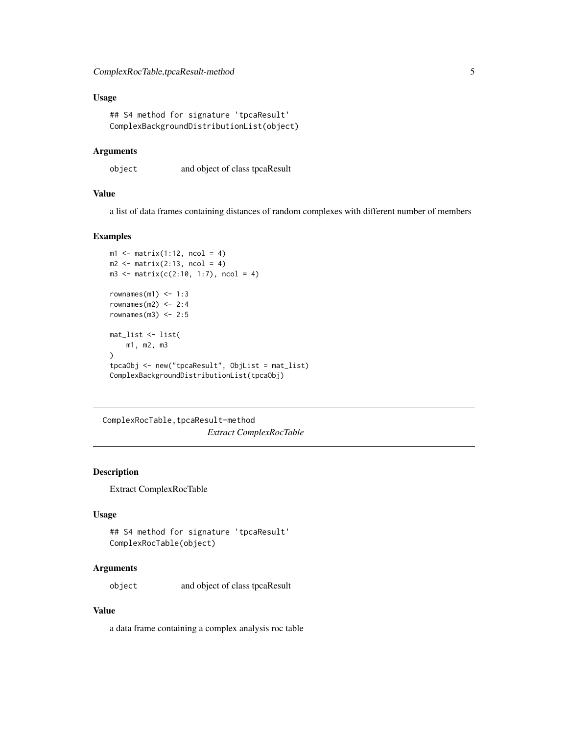### Usage

```
## S4 method for signature 'tpcaResult'
ComplexBackgroundDistributionList(object)
```

### Arguments

| | |
|---|---|
| object | and object of class tpcaResult |

### Value

a list of data frames containing distances of random complexes with different number of members

### Examples

```
m1 <- matrix(1:12, ncol = 4)
m2 <- matrix(2:13, ncol = 4)
m3 <- matrix(c(2:10, 1:7), ncol = 4)

rownames(m1) <- 1:3
rownames(m2) <- 2:4
rownames(m3) <- 2:5

mat_list <- list(
    m1, m2, m3
)
tpcaObj <- new("tpcaResult", ObjList = mat_list)
ComplexBackgroundDistributionList(tpcaObj)
```

---

## ComplexRocTable,tpcaResult-method

*Extract ComplexRocTable*

---

### Description

Extract ComplexRocTable

### Usage

```
## S4 method for signature 'tpcaResult'
ComplexRocTable(object)
```

### Arguments

| | |
|---|---|
| object | and object of class tpcaResult |

### Value

a data frame containing a complex analysis roc table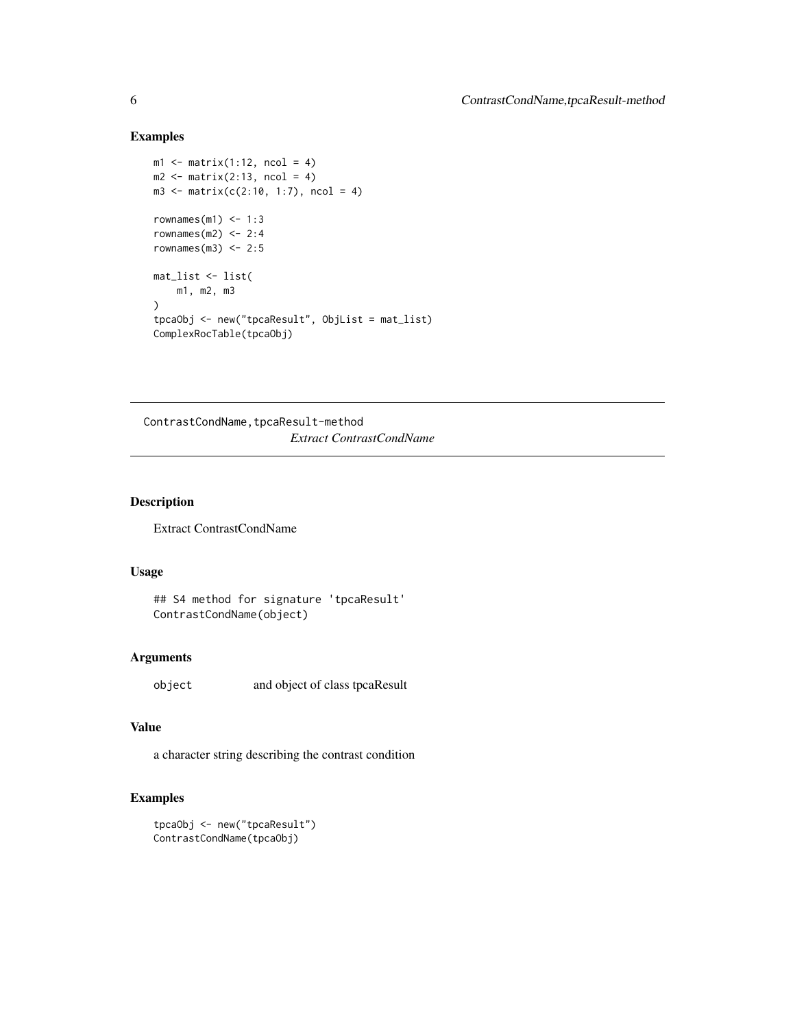## Examples

```
m1 <- matrix(1:12, ncol = 4)
m2 <- matrix(2:13, ncol = 4)
m3 <- matrix(c(2:10, 1:7), ncol = 4)

rownames(m1) <- 1:3
rownames(m2) <- 2:4
rownames(m3) <- 2:5

mat_list <- list(
    m1, m2, m3
)
tpcaObj <- new("tpcaResult", ObjList = mat_list)
ComplexRocTable(tpcaObj)
```

---

# ContrastCondName,tpcaResult-method

*Extract ContrastCondName*

---

## Description

Extract ContrastCondName

## Usage

```
## S4 method for signature 'tpcaResult'
ContrastCondName(object)
```

## Arguments

| | |
|---|---|
| `object` | and object of class tpcaResult |

## Value

a character string describing the contrast condition

## Examples

```
tpcaObj <- new("tpcaResult")
ContrastCondName(tpcaObj)
```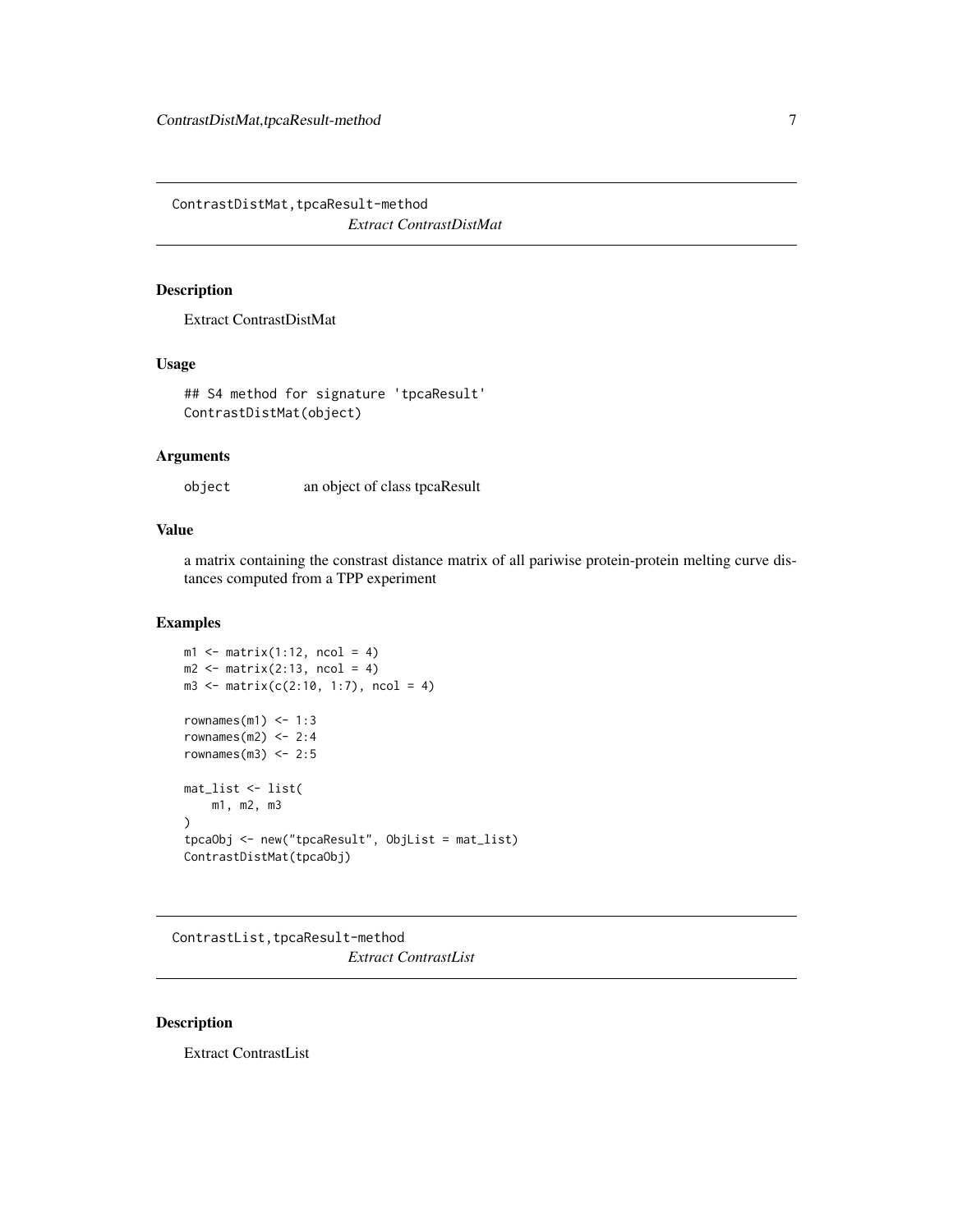## ContrastDistMat,tpcaResult-method

*Extract ContrastDistMat*

### Description

Extract ContrastDistMat

### Usage

```
## S4 method for signature 'tpcaResult'
ContrastDistMat(object)
```

### Arguments

| | |
|---|---|
| object | an object of class tpcaResult |

### Value

a matrix containing the constrast distance matrix of all pariwise protein-protein melting curve distances computed from a TPP experiment

### Examples

```
m1 <- matrix(1:12, ncol = 4)
m2 <- matrix(2:13, ncol = 4)
m3 <- matrix(c(2:10, 1:7), ncol = 4)

rownames(m1) <- 1:3
rownames(m2) <- 2:4
rownames(m3) <- 2:5

mat_list <- list(
    m1, m2, m3
)
tpcaObj <- new("tpcaResult", ObjList = mat_list)
ContrastDistMat(tpcaObj)
```

## ContrastList,tpcaResult-method

*Extract ContrastList*

### Description

Extract ContrastList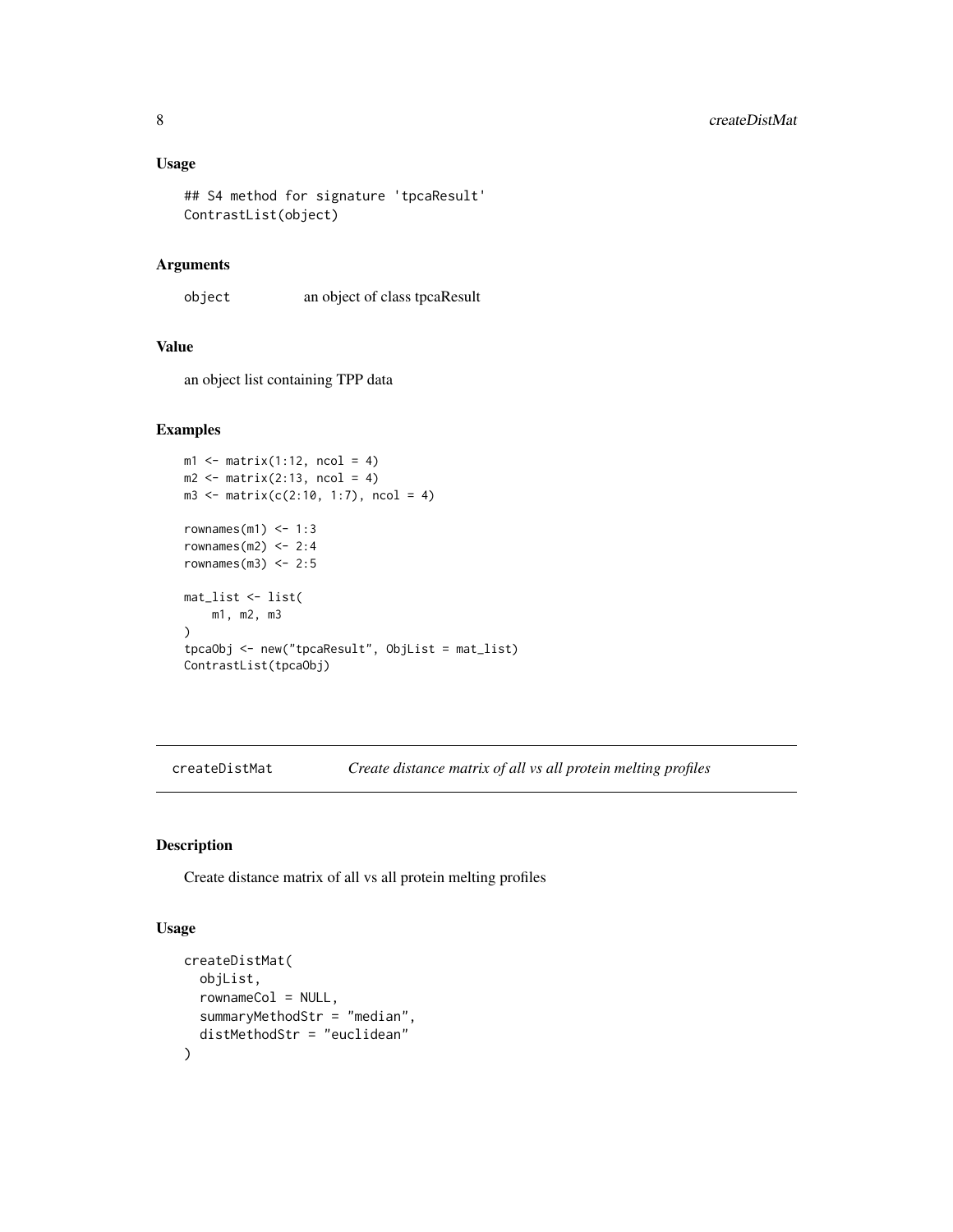## Usage

```
## S4 method for signature 'tpcaResult'
ContrastList(object)
```

## Arguments

object an object of class tpcaResult

## Value

an object list containing TPP data

## Examples

```
m1 <- matrix(1:12, ncol = 4)
m2 <- matrix(2:13, ncol = 4)
m3 <- matrix(c(2:10, 1:7), ncol = 4)

rownames(m1) <- 1:3
rownames(m2) <- 2:4
rownames(m3) <- 2:5

mat_list <- list(
    m1, m2, m3
)
tpcaObj <- new("tpcaResult", ObjList = mat_list)
ContrastList(tpcaObj)
```

---

# createDistMat *Create distance matrix of all vs all protein melting profiles*

---

## Description

Create distance matrix of all vs all protein melting profiles

## Usage

```
createDistMat(
  objList,
  rownameCol = NULL,
  summaryMethodStr = "median",
  distMethodStr = "euclidean"
)
```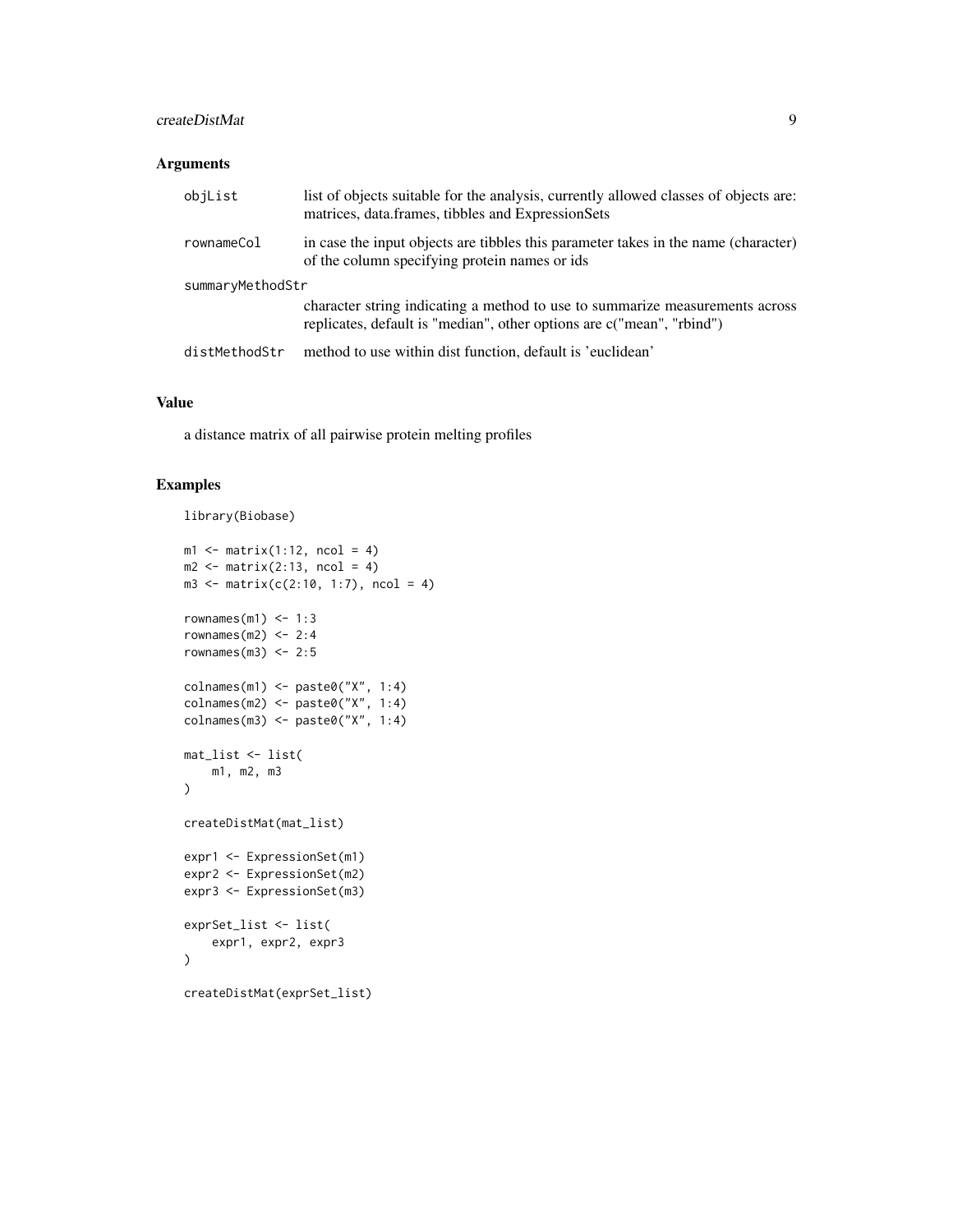## Arguments

| | |
|---|---|
| objList | list of objects suitable for the analysis, currently allowed classes of objects are: matrices, data.frames, tibbles and ExpressionSets |
| rownameCol | in case the input objects are tibbles this parameter takes in the name (character) of the column specifying protein names or ids |
| summaryMethodStr | character string indicating a method to use to summarize measurements across replicates, default is "median", other options are c("mean", "rbind") |
| distMethodStr | method to use within dist function, default is 'euclidean' |

## Value

a distance matrix of all pairwise protein melting profiles

## Examples

```
library(Biobase)

m1 <- matrix(1:12, ncol = 4)
m2 <- matrix(2:13, ncol = 4)
m3 <- matrix(c(2:10, 1:7), ncol = 4)

rownames(m1) <- 1:3
rownames(m2) <- 2:4
rownames(m3) <- 2:5

colnames(m1) <- paste0("X", 1:4)
colnames(m2) <- paste0("X", 1:4)
colnames(m3) <- paste0("X", 1:4)

mat_list <- list(
    m1, m2, m3
)

createDistMat(mat_list)

expr1 <- ExpressionSet(m1)
expr2 <- ExpressionSet(m2)
expr3 <- ExpressionSet(m3)

exprSet_list <- list(
    expr1, expr2, expr3
)

createDistMat(exprSet_list)
```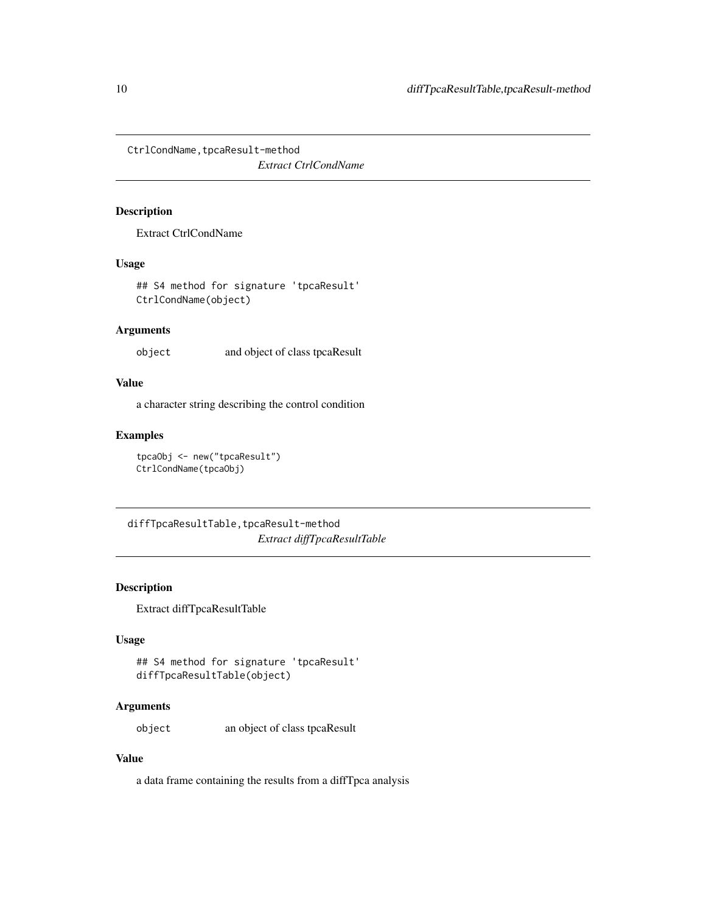## CrtlCondName,tpcaResult-method

*Extract CtrlCondName*

### Description

Extract CtrlCondName

### Usage

```
## S4 method for signature 'tpcaResult'
CtrlCondName(object)
```

### Arguments

| | |
|---|---|
| object | and object of class tpcaResult |

### Value

a character string describing the control condition

### Examples

```
tpcaObj <- new("tpcaResult")
CtrlCondName(tpcaObj)
```

## diffTpcaResultTable,tpcaResult-method

*Extract diffTpcaResultTable*

### Description

Extract diffTpcaResultTable

### Usage

```
## S4 method for signature 'tpcaResult'
diffTpcaResultTable(object)
```

### Arguments

| | |
|---|---|
| object | an object of class tpcaResult |

### Value

a data frame containing the results from a diffTpca analysis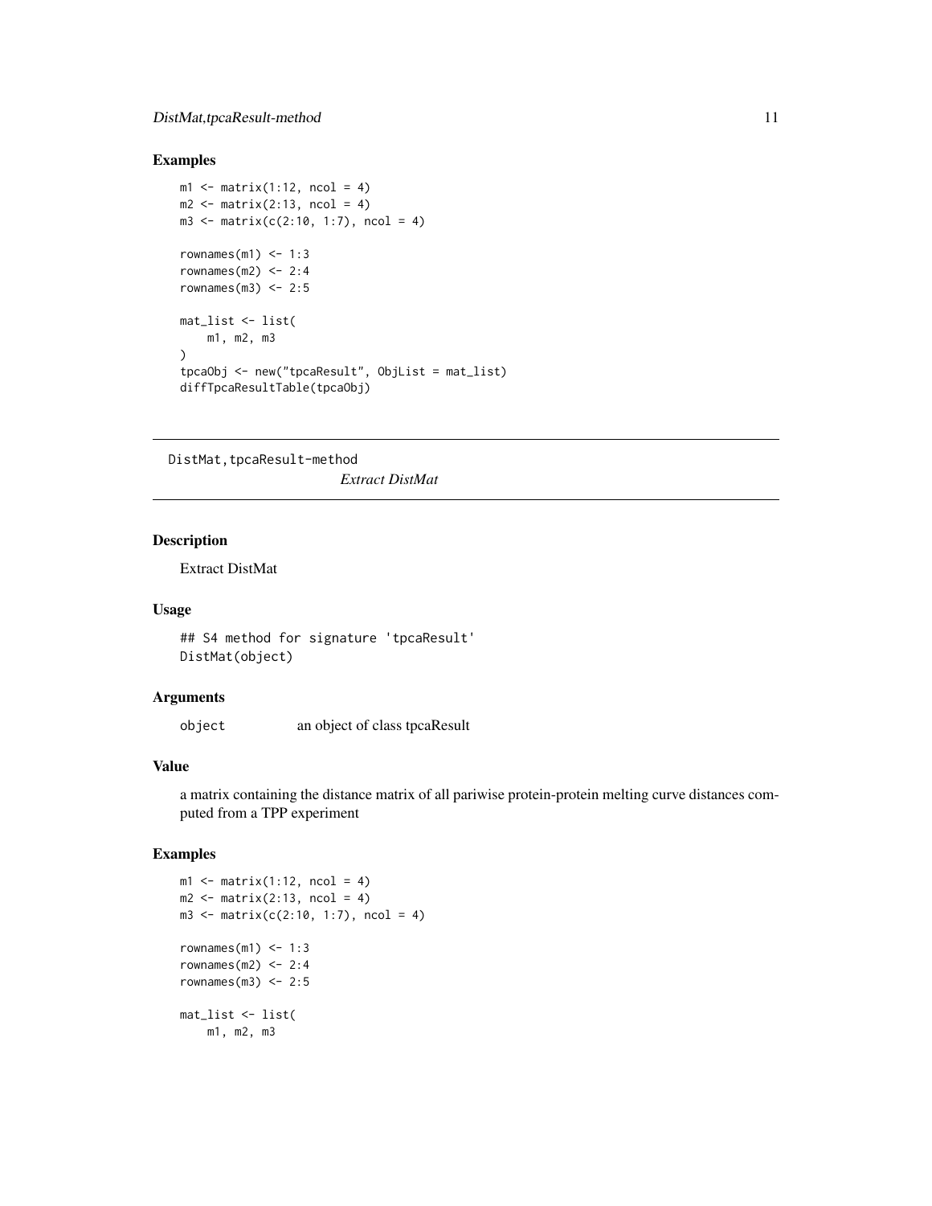## Examples

```
m1 <- matrix(1:12, ncol = 4)
m2 <- matrix(2:13, ncol = 4)
m3 <- matrix(c(2:10, 1:7), ncol = 4)

rownames(m1) <- 1:3
rownames(m2) <- 2:4
rownames(m3) <- 2:5

mat_list <- list(
    m1, m2, m3
)
tpcaObj <- new("tpcaResult", ObjList = mat_list)
diffTpcaResultTable(tpcaObj)
```

---

# DistMat,tpcaResult-method — *Extract DistMat*

---

## Description

Extract DistMat

## Usage

```
## S4 method for signature 'tpcaResult'
DistMat(object)
```

## Arguments

| | |
|---|---|
| `object` | an object of class tpcaResult |

## Value

a matrix containing the distance matrix of all pariwise protein-protein melting curve distances computed from a TPP experiment

## Examples

```
m1 <- matrix(1:12, ncol = 4)
m2 <- matrix(2:13, ncol = 4)
m3 <- matrix(c(2:10, 1:7), ncol = 4)

rownames(m1) <- 1:3
rownames(m2) <- 2:4
rownames(m3) <- 2:5

mat_list <- list(
    m1, m2, m3
```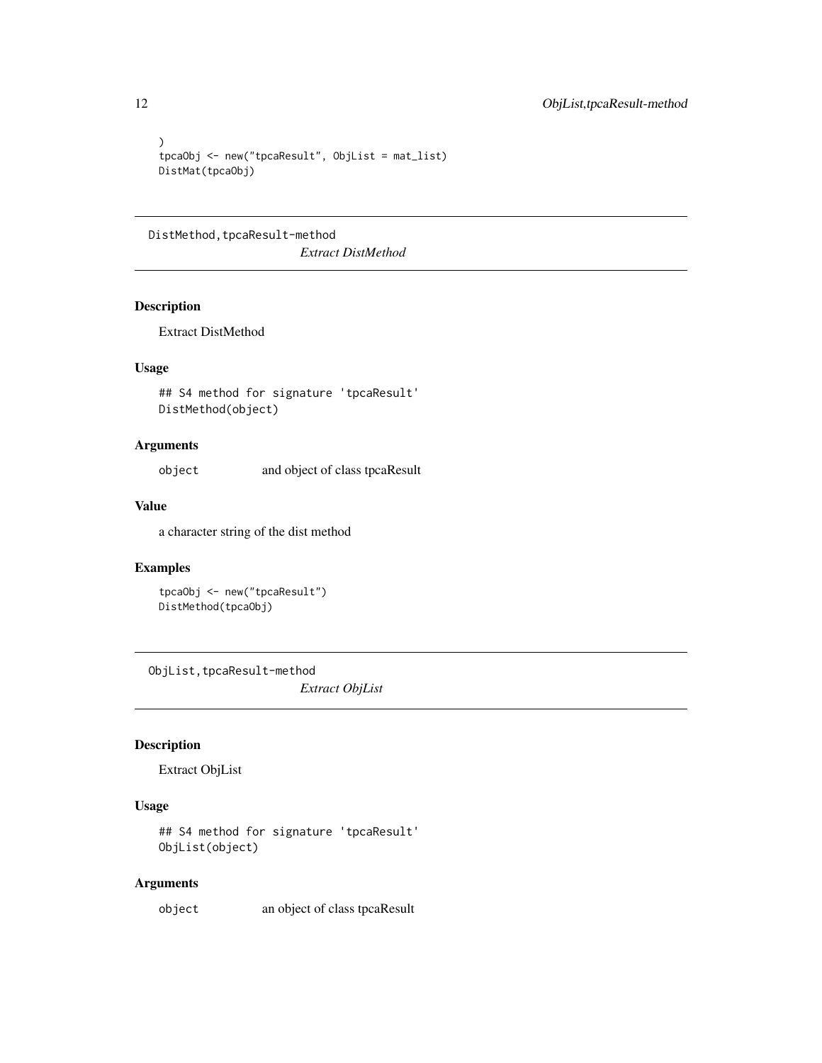```
)
tpcaObj <- new("tpcaResult", ObjList = mat_list)
DistMat(tpcaObj)
```

## DistMethod,tpcaResult-method

*Extract DistMethod*

### Description

Extract DistMethod

### Usage

```
## S4 method for signature 'tpcaResult'
DistMethod(object)
```

### Arguments

| | |
|---|---|
| `object` | and object of class tpcaResult |

### Value

a character string of the dist method

### Examples

```
tpcaObj <- new("tpcaResult")
DistMethod(tpcaObj)
```

## ObjList,tpcaResult-method

*Extract ObjList*

### Description

Extract ObjList

### Usage

```
## S4 method for signature 'tpcaResult'
ObjList(object)
```

### Arguments

| | |
|---|---|
| `object` | an object of class tpcaResult |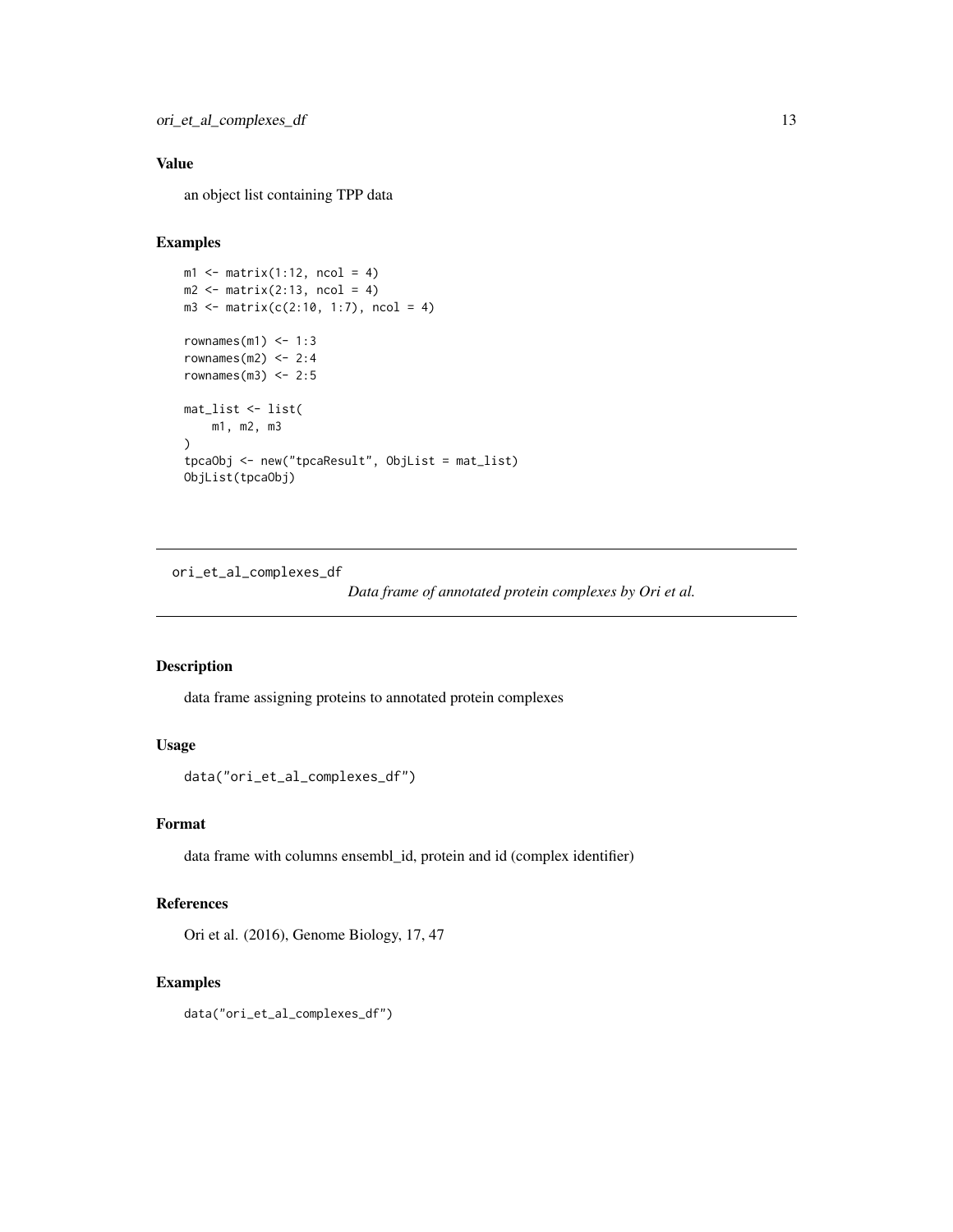## Value

an object list containing TPP data

## Examples

```
m1 <- matrix(1:12, ncol = 4)
m2 <- matrix(2:13, ncol = 4)
m3 <- matrix(c(2:10, 1:7), ncol = 4)

rownames(m1) <- 1:3
rownames(m2) <- 2:4
rownames(m3) <- 2:5

mat_list <- list(
    m1, m2, m3
)
tpcaObj <- new("tpcaResult", ObjList = mat_list)
ObjList(tpcaObj)
```

---

# ori_et_al_complexes_df

*Data frame of annotated protein complexes by Ori et al.*

---

## Description

data frame assigning proteins to annotated protein complexes

## Usage

```
data("ori_et_al_complexes_df")
```

## Format

data frame with columns ensembl_id, protein and id (complex identifier)

## References

Ori et al. (2016), Genome Biology, 17, 47

## Examples

```
data("ori_et_al_complexes_df")
```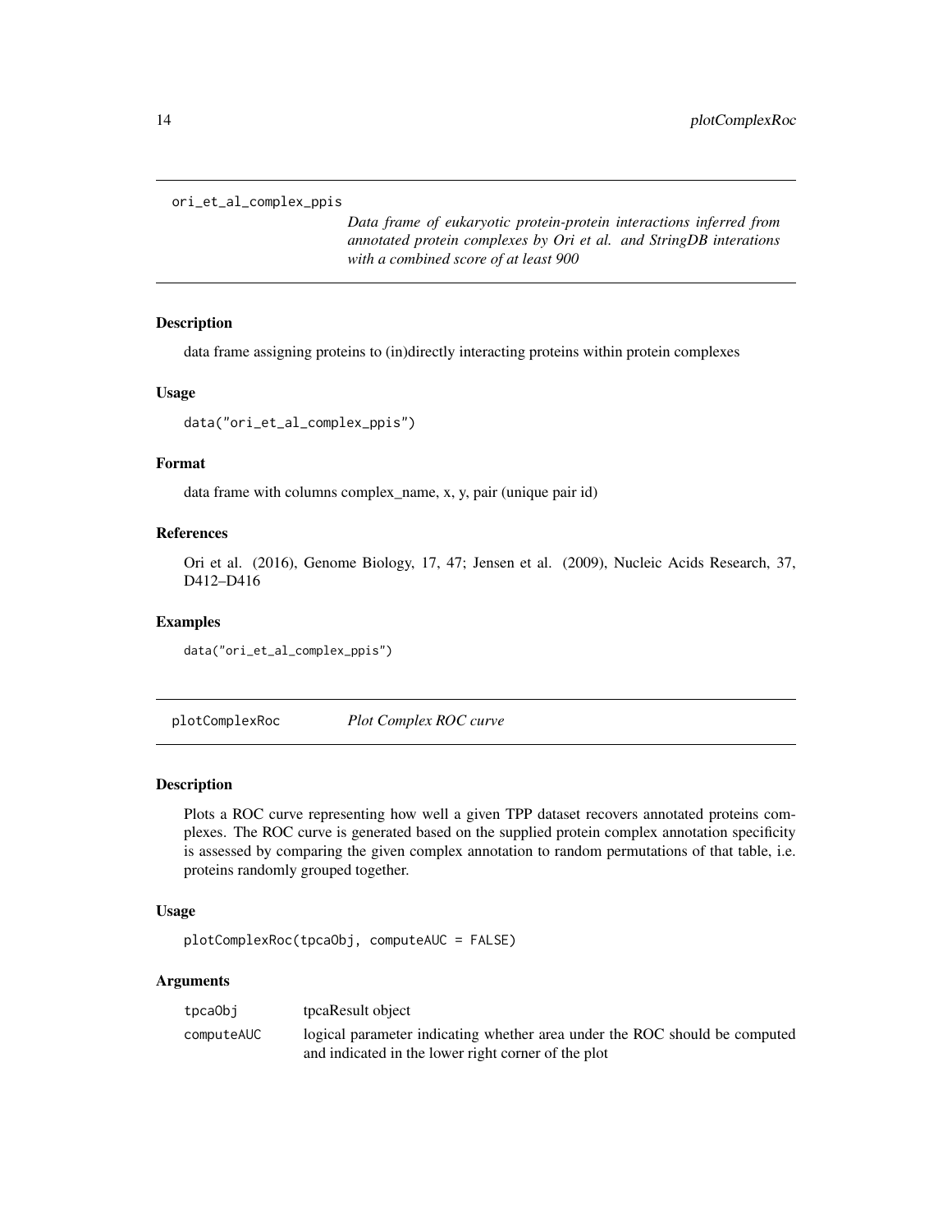## ori_et_al_complex_ppis

*Data frame of eukaryotic protein-protein interactions inferred from annotated protein complexes by Ori et al. and StringDB interations with a combined score of at least 900*

### Description

data frame assigning proteins to (in)directly interacting proteins within protein complexes

### Usage

```
data("ori_et_al_complex_ppis")
```

### Format

data frame with columns complex_name, x, y, pair (unique pair id)

### References

Ori et al. (2016), Genome Biology, 17, 47; Jensen et al. (2009), Nucleic Acids Research, 37, D412–D416

### Examples

```
data("ori_et_al_complex_ppis")
```

## plotComplexRoc

*Plot Complex ROC curve*

### Description

Plots a ROC curve representing how well a given TPP dataset recovers annotated proteins complexes. The ROC curve is generated based on the supplied protein complex annotation specificity is assessed by comparing the given complex annotation to random permutations of that table, i.e. proteins randomly grouped together.

### Usage

```
plotComplexRoc(tpcaObj, computeAUC = FALSE)
```

### Arguments

| | |
|---|---|
| tpcaObj | tpcaResult object |
| computeAUC | logical parameter indicating whether area under the ROC should be computed and indicated in the lower right corner of the plot |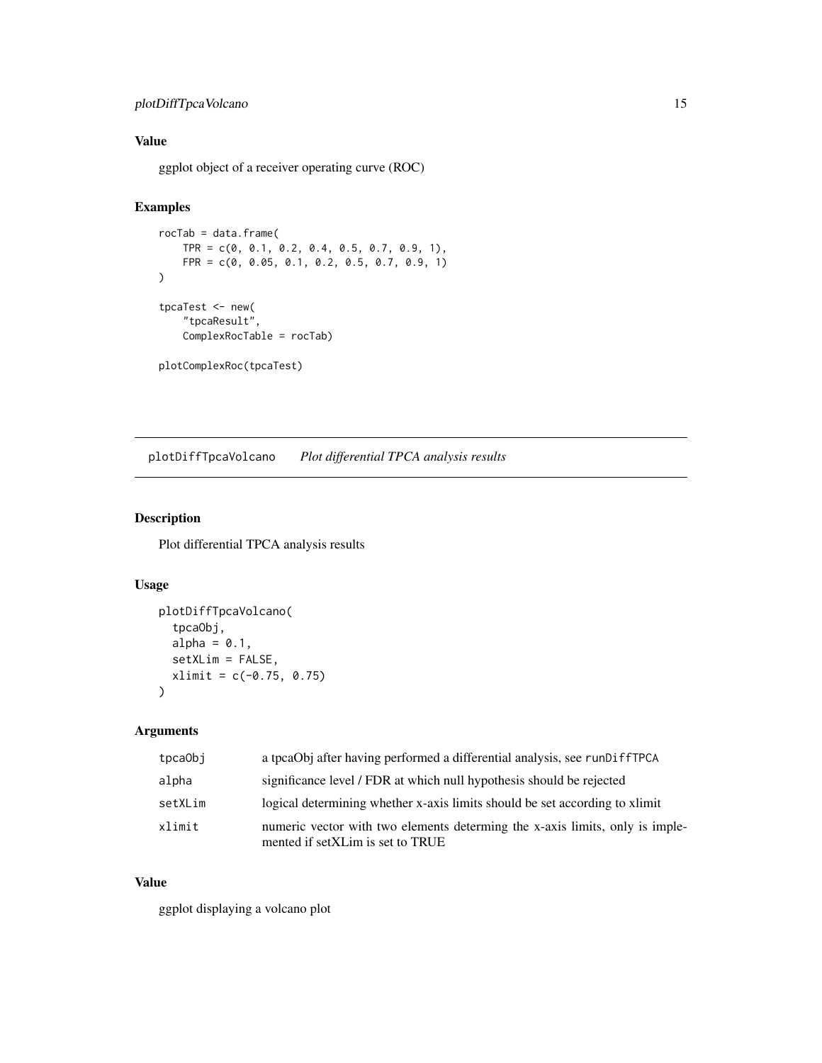## Value

ggplot object of a receiver operating curve (ROC)

## Examples

```
rocTab = data.frame(
    TPR = c(0, 0.1, 0.2, 0.4, 0.5, 0.7, 0.9, 1),
    FPR = c(0, 0.05, 0.1, 0.2, 0.5, 0.7, 0.9, 1)
)

tpcaTest <- new(
    "tpcaResult",
    ComplexRocTable = rocTab)

plotComplexRoc(tpcaTest)
```

---

# plotDiffTpcaVolcano *Plot differential TPCA analysis results*

---

## Description

Plot differential TPCA analysis results

## Usage

```
plotDiffTpcaVolcano(
  tpcaObj,
  alpha = 0.1,
  setXLim = FALSE,
  xlimit = c(-0.75, 0.75)
)
```

## Arguments

| | |
|---|---|
| tpcaObj | a tpcaObj after having performed a differential analysis, see `runDiffTPCA` |
| alpha | significance level / FDR at which null hypothesis should be rejected |
| setXLim | logical determining whether x-axis limits should be set according to xlimit |
| xlimit | numeric vector with two elements determing the x-axis limits, only is implemented if setXLim is set to TRUE |

## Value

ggplot displaying a volcano plot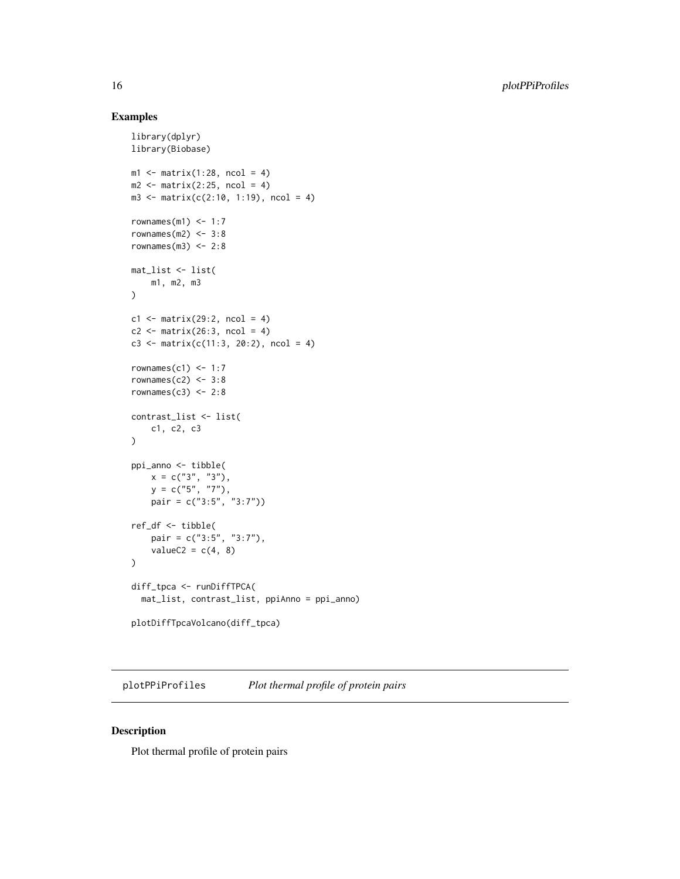### Examples

```
library(dplyr)
library(Biobase)

m1 <- matrix(1:28, ncol = 4)
m2 <- matrix(2:25, ncol = 4)
m3 <- matrix(c(2:10, 1:19), ncol = 4)

rownames(m1) <- 1:7
rownames(m2) <- 3:8
rownames(m3) <- 2:8

mat_list <- list(
    m1, m2, m3
)

c1 <- matrix(29:2, ncol = 4)
c2 <- matrix(26:3, ncol = 4)
c3 <- matrix(c(11:3, 20:2), ncol = 4)

rownames(c1) <- 1:7
rownames(c2) <- 3:8
rownames(c3) <- 2:8

contrast_list <- list(
    c1, c2, c3
)

ppi_anno <- tibble(
    x = c("3", "3"),
    y = c("5", "7"),
    pair = c("3:5", "3:7"))

ref_df <- tibble(
    pair = c("3:5", "3:7"),
    valueC2 = c(4, 8)
)

diff_tpca <- runDiffTPCA(
  mat_list, contrast_list, ppiAnno = ppi_anno)

plotDiffTpcaVolcano(diff_tpca)
```

---

## plotPPiProfiles    *Plot thermal profile of protein pairs*

---

### Description

Plot thermal profile of protein pairs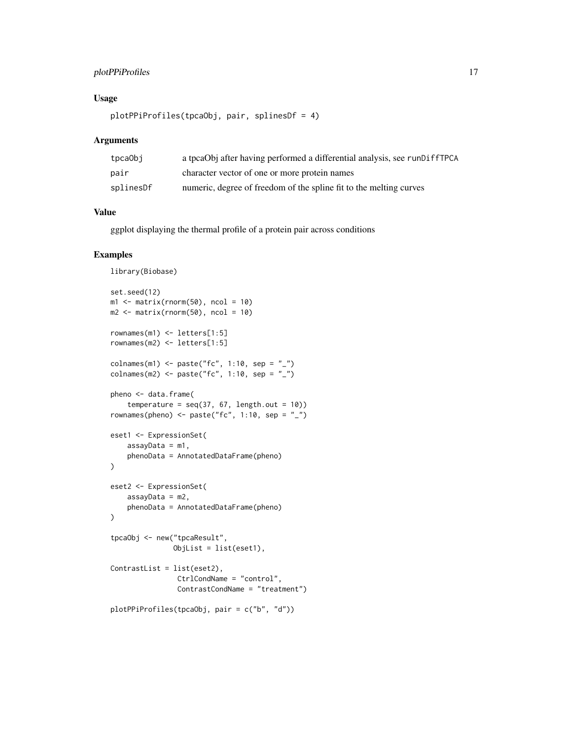## Usage

```
plotPPiProfiles(tpcaObj, pair, splinesDf = 4)
```

## Arguments

| | |
|---|---|
| tpcaObj | a tpcaObj after having performed a differential analysis, see runDiffTPCA |
| pair | character vector of one or more protein names |
| splinesDf | numeric, degree of freedom of the spline fit to the melting curves |

## Value

ggplot displaying the thermal profile of a protein pair across conditions

## Examples

```
library(Biobase)

set.seed(12)
m1 <- matrix(rnorm(50), ncol = 10)
m2 <- matrix(rnorm(50), ncol = 10)

rownames(m1) <- letters[1:5]
rownames(m2) <- letters[1:5]

colnames(m1) <- paste("fc", 1:10, sep = "_")
colnames(m2) <- paste("fc", 1:10, sep = "_")

pheno <- data.frame(
    temperature = seq(37, 67, length.out = 10))
rownames(pheno) <- paste("fc", 1:10, sep = "_")

eset1 <- ExpressionSet(
    assayData = m1,
    phenoData = AnnotatedDataFrame(pheno)
)

eset2 <- ExpressionSet(
    assayData = m2,
    phenoData = AnnotatedDataFrame(pheno)
)

tpcaObj <- new("tpcaResult",
              ObjList = list(eset1),

ContrastList = list(eset2),
               CtrlCondName = "control",
               ContrastCondName = "treatment")

plotPPiProfiles(tpcaObj, pair = c("b", "d"))
```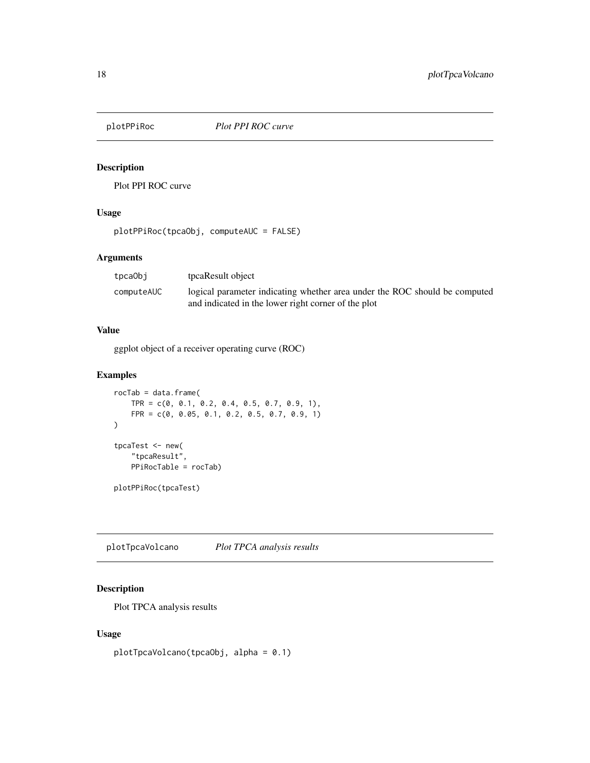## plotPPiRoc *Plot PPI ROC curve*

### Description

Plot PPI ROC curve

### Usage

```
plotPPiRoc(tpcaObj, computeAUC = FALSE)
```

### Arguments

| | |
|---|---|
| tpcaObj | tpcaResult object |
| computeAUC | logical parameter indicating whether area under the ROC should be computed and indicated in the lower right corner of the plot |

### Value

ggplot object of a receiver operating curve (ROC)

### Examples

```
rocTab = data.frame(
    TPR = c(0, 0.1, 0.2, 0.4, 0.5, 0.7, 0.9, 1),
    FPR = c(0, 0.05, 0.1, 0.2, 0.5, 0.7, 0.9, 1)
)

tpcaTest <- new(
    "tpcaResult",
    PPiRocTable = rocTab)

plotPPiRoc(tpcaTest)
```

## plotTpcaVolcano *Plot TPCA analysis results*

### Description

Plot TPCA analysis results

### Usage

```
plotTpcaVolcano(tpcaObj, alpha = 0.1)
```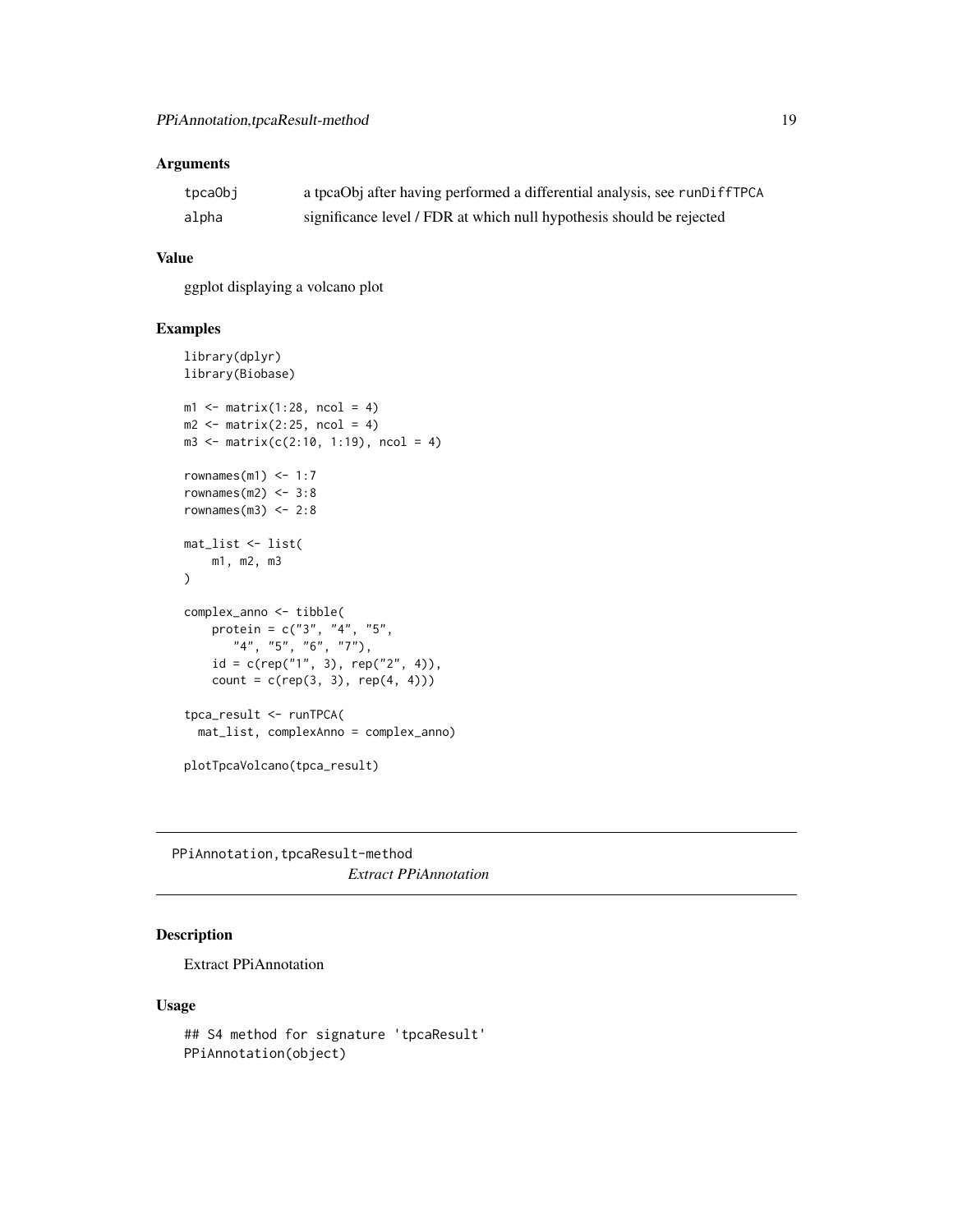### Arguments

| | |
|---|---|
| tpcaObj | a tpcaObj after having performed a differential analysis, see runDiffTPCA |
| alpha | significance level / FDR at which null hypothesis should be rejected |

### Value

ggplot displaying a volcano plot

### Examples

```
library(dplyr)
library(Biobase)

m1 <- matrix(1:28, ncol = 4)
m2 <- matrix(2:25, ncol = 4)
m3 <- matrix(c(2:10, 1:19), ncol = 4)

rownames(m1) <- 1:7
rownames(m2) <- 3:8
rownames(m3) <- 2:8

mat_list <- list(
    m1, m2, m3
)

complex_anno <- tibble(
    protein = c("3", "4", "5",
        "4", "5", "6", "7"),
    id = c(rep("1", 3), rep("2", 4)),
    count = c(rep(3, 3), rep(4, 4)))

tpca_result <- runTPCA(
  mat_list, complexAnno = complex_anno)

plotTpcaVolcano(tpca_result)
```

---

## PPiAnnotation,tpcaResult-method *Extract PPiAnnotation*

### Description

Extract PPiAnnotation

### Usage

```
## S4 method for signature 'tpcaResult'
PPiAnnotation(object)
```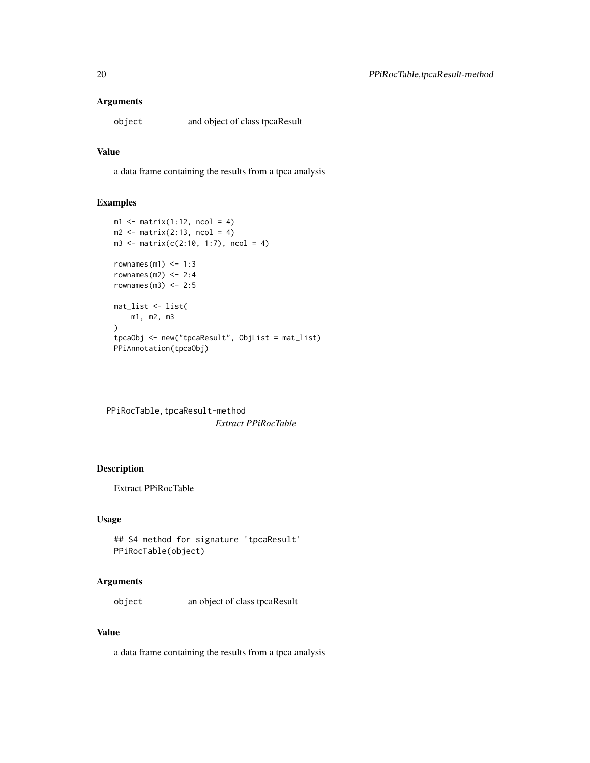### Arguments

object            and object of class tpcaResult

### Value

a data frame containing the results from a tpca analysis

### Examples

```
m1 <- matrix(1:12, ncol = 4)
m2 <- matrix(2:13, ncol = 4)
m3 <- matrix(c(2:10, 1:7), ncol = 4)

rownames(m1) <- 1:3
rownames(m2) <- 2:4
rownames(m3) <- 2:5

mat_list <- list(
    m1, m2, m3
)
tpcaObj <- new("tpcaResult", ObjList = mat_list)
PPiAnnotation(tpcaObj)
```

---

## PPiRocTable,tpcaResult-method

*Extract PPiRocTable*

---

### Description

Extract PPiRocTable

### Usage

```
## S4 method for signature 'tpcaResult'
PPiRocTable(object)
```

### Arguments

object            an object of class tpcaResult

### Value

a data frame containing the results from a tpca analysis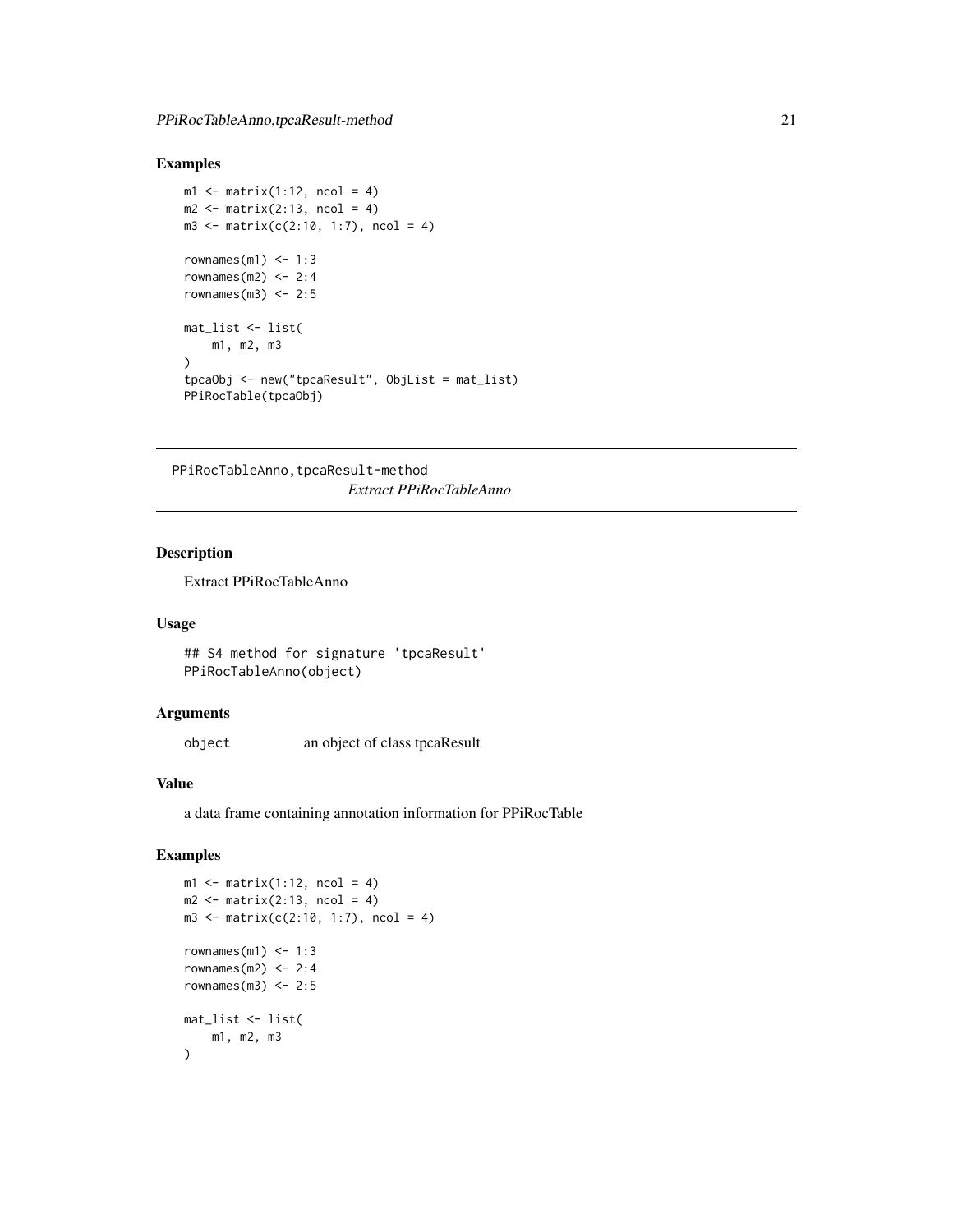## Examples

```
m1 <- matrix(1:12, ncol = 4)
m2 <- matrix(2:13, ncol = 4)
m3 <- matrix(c(2:10, 1:7), ncol = 4)

rownames(m1) <- 1:3
rownames(m2) <- 2:4
rownames(m3) <- 2:5

mat_list <- list(
    m1, m2, m3
)
tpcaObj <- new("tpcaResult", ObjList = mat_list)
PPiRocTable(tpcaObj)
```

---

# PPiRocTableAnno,tpcaResult-method *Extract PPiRocTableAnno*

## Description

Extract PPiRocTableAnno

## Usage

```
## S4 method for signature 'tpcaResult'
PPiRocTableAnno(object)
```

## Arguments

| | |
|---|---|
| object | an object of class tpcaResult |

## Value

a data frame containing annotation information for PPiRocTable

## Examples

```
m1 <- matrix(1:12, ncol = 4)
m2 <- matrix(2:13, ncol = 4)
m3 <- matrix(c(2:10, 1:7), ncol = 4)

rownames(m1) <- 1:3
rownames(m2) <- 2:4
rownames(m3) <- 2:5

mat_list <- list(
    m1, m2, m3
)
```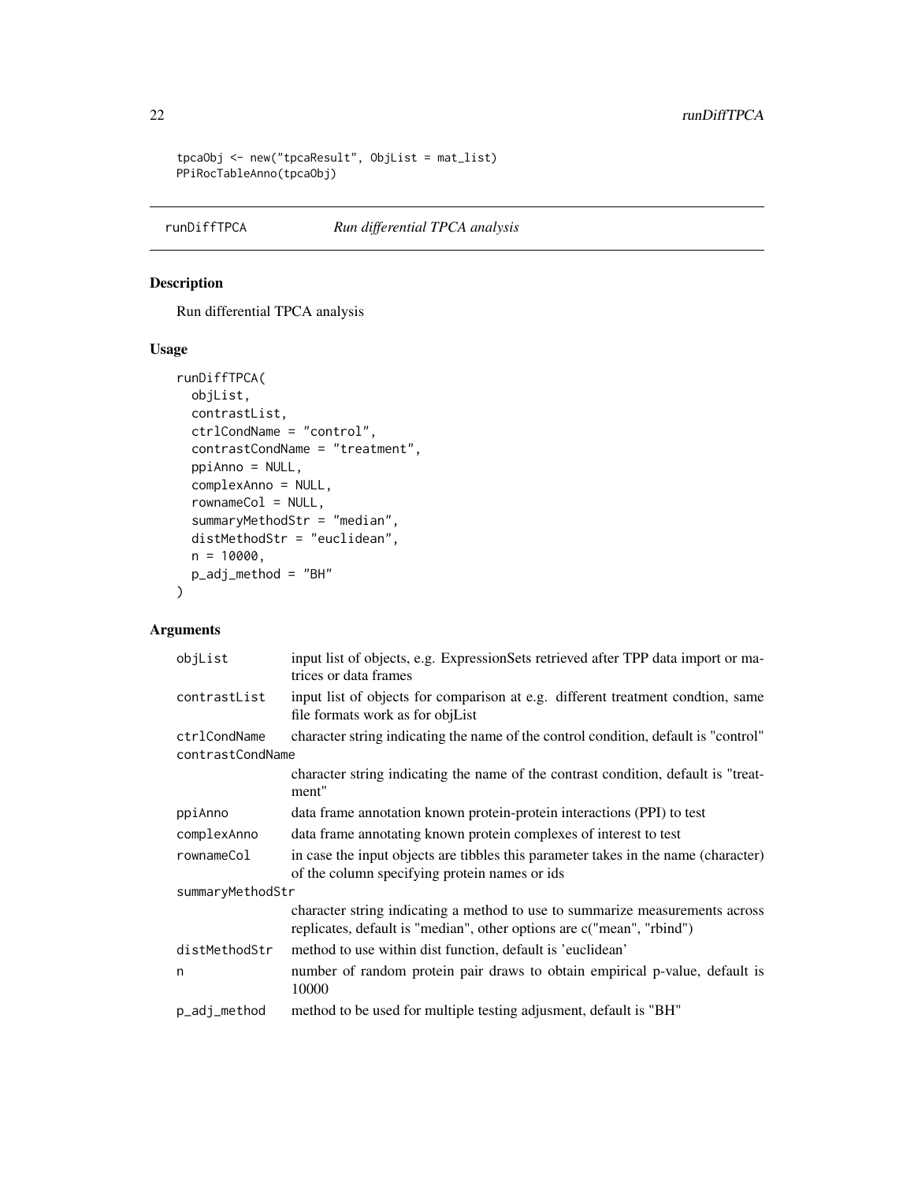```
tpcaObj <- new("tpcaResult", ObjList = mat_list)
PPiRocTableAnno(tpcaObj)
```

## runDiffTPCA *Run differential TPCA analysis*

### Description

Run differential TPCA analysis

### Usage

```
runDiffTPCA(
  objList,
  contrastList,
  ctrlCondName = "control",
  contrastCondName = "treatment",
  ppiAnno = NULL,
  complexAnno = NULL,
  rownameCol = NULL,
  summaryMethodStr = "median",
  distMethodStr = "euclidean",
  n = 10000,
  p_adj_method = "BH"
)
```

### Arguments

| Argument | Description |
|---|---|
| objList | input list of objects, e.g. ExpressionSets retrieved after TPP data import or matrices or data frames |
| contrastList | input list of objects for comparison at e.g. different treatment condtion, same file formats work as for objList |
| ctrlCondName | character string indicating the name of the control condition, default is "control" |
| contrastCondName | character string indicating the name of the contrast condition, default is "treatment" |
| ppiAnno | data frame annotation known protein-protein interactions (PPI) to test |
| complexAnno | data frame annotating known protein complexes of interest to test |
| rownameCol | in case the input objects are tibbles this parameter takes in the name (character) of the column specifying protein names or ids |
| summaryMethodStr | character string indicating a method to use to summarize measurements across replicates, default is "median", other options are c("mean", "rbind") |
| distMethodStr | method to use within dist function, default is 'euclidean' |
| n | number of random protein pair draws to obtain empirical p-value, default is 10000 |
| p_adj_method | method to be used for multiple testing adjusment, default is "BH" |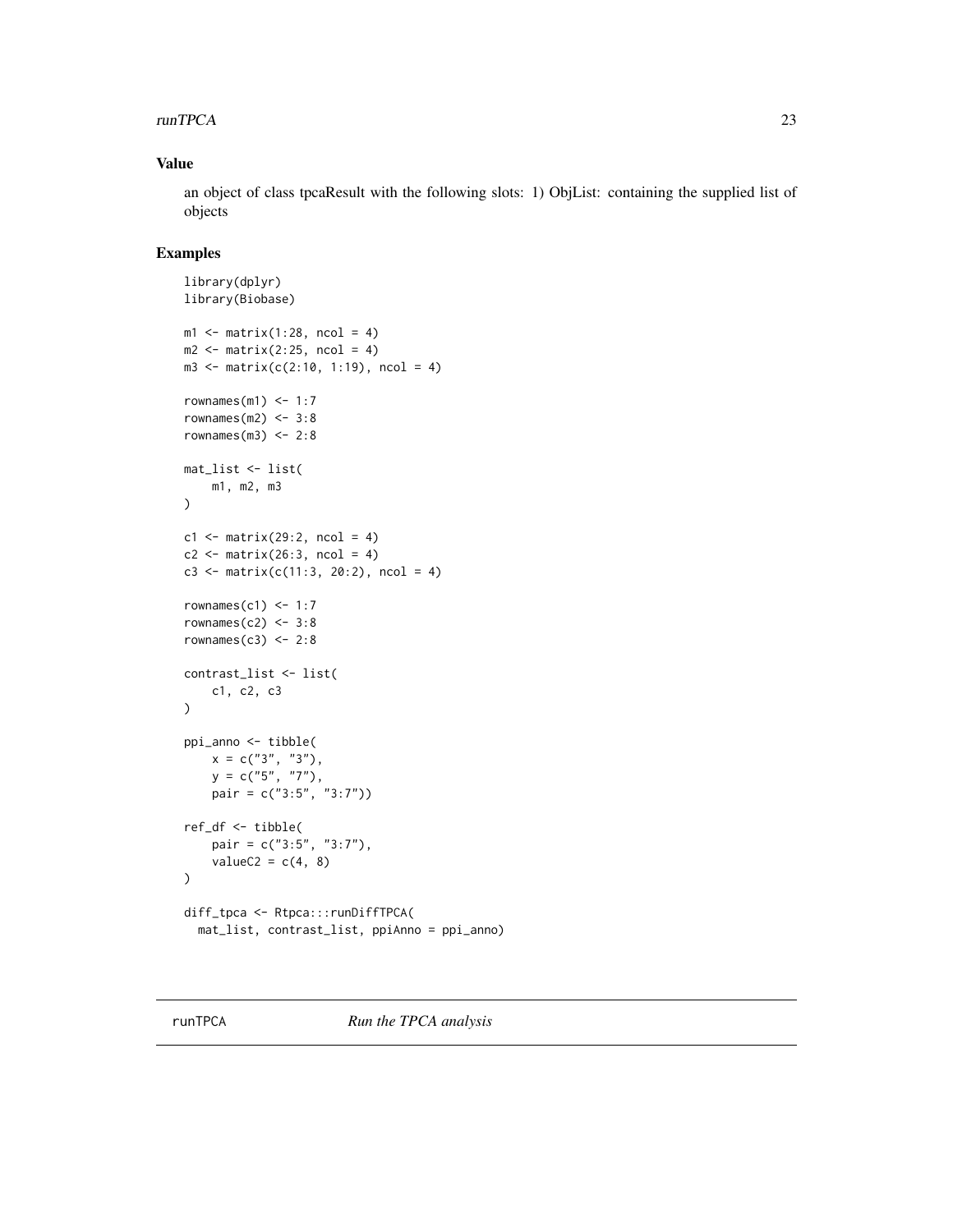### Value

an object of class tpcaResult with the following slots: 1) ObjList: containing the supplied list of objects

### Examples

```
library(dplyr)
library(Biobase)

m1 <- matrix(1:28, ncol = 4)
m2 <- matrix(2:25, ncol = 4)
m3 <- matrix(c(2:10, 1:19), ncol = 4)

rownames(m1) <- 1:7
rownames(m2) <- 3:8
rownames(m3) <- 2:8

mat_list <- list(
    m1, m2, m3
)

c1 <- matrix(29:2, ncol = 4)
c2 <- matrix(26:3, ncol = 4)
c3 <- matrix(c(11:3, 20:2), ncol = 4)

rownames(c1) <- 1:7
rownames(c2) <- 3:8
rownames(c3) <- 2:8

contrast_list <- list(
    c1, c2, c3
)

ppi_anno <- tibble(
    x = c("3", "3"),
    y = c("5", "7"),
    pair = c("3:5", "3:7"))

ref_df <- tibble(
    pair = c("3:5", "3:7"),
    valueC2 = c(4, 8)
)

diff_tpca <- Rtpca:::runDiffTPCA(
  mat_list, contrast_list, ppiAnno = ppi_anno)
```

---

## runTPCA — *Run the TPCA analysis*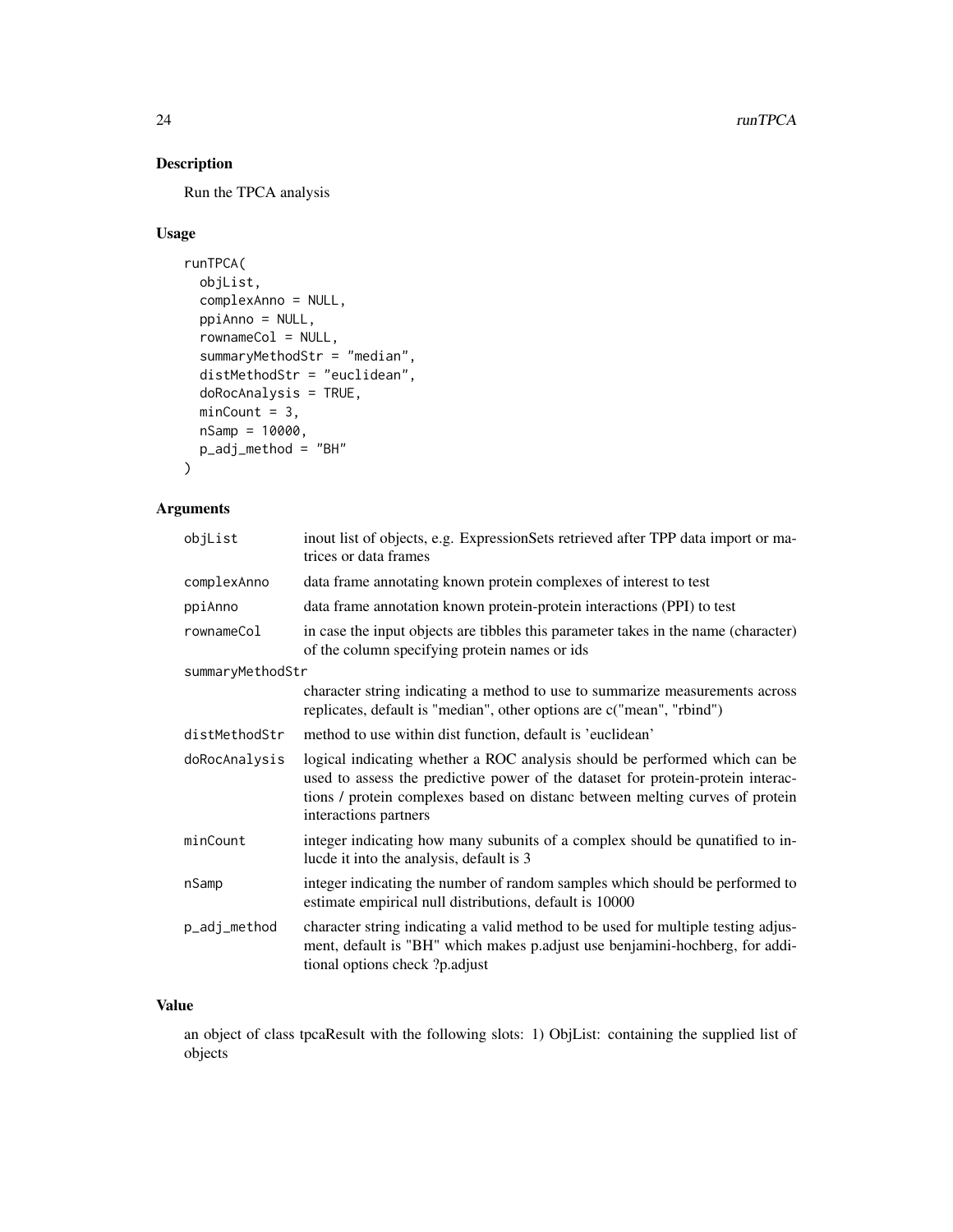## Description

Run the TPCA analysis

## Usage

```
runTPCA(
  objList,
  complexAnno = NULL,
  ppiAnno = NULL,
  rownameCol = NULL,
  summaryMethodStr = "median",
  distMethodStr = "euclidean",
  doRocAnalysis = TRUE,
  minCount = 3,
  nSamp = 10000,
  p_adj_method = "BH"
)
```

## Arguments

| | |
|---|---|
| objList | inout list of objects, e.g. ExpressionSets retrieved after TPP data import or matrices or data frames |
| complexAnno | data frame annotating known protein complexes of interest to test |
| ppiAnno | data frame annotation known protein-protein interactions (PPI) to test |
| rownameCol | in case the input objects are tibbles this parameter takes in the name (character) of the column specifying protein names or ids |
| summaryMethodStr | character string indicating a method to use to summarize measurements across replicates, default is "median", other options are c("mean", "rbind") |
| distMethodStr | method to use within dist function, default is 'euclidean' |
| doRocAnalysis | logical indicating whether a ROC analysis should be performed which can be used to assess the predictive power of the dataset for protein-protein interactions / protein complexes based on distanc between melting curves of protein interactions partners |
| minCount | integer indicating how many subunits of a complex should be qunatified to inlucde it into the analysis, default is 3 |
| nSamp | integer indicating the number of random samples which should be performed to estimate empirical null distributions, default is 10000 |
| p_adj_method | character string indicating a valid method to be used for multiple testing adjusment, default is "BH" which makes p.adjust use benjamini-hochberg, for additional options check ?p.adjust |

## Value

an object of class tpcaResult with the following slots: 1) ObjList: containing the supplied list of objects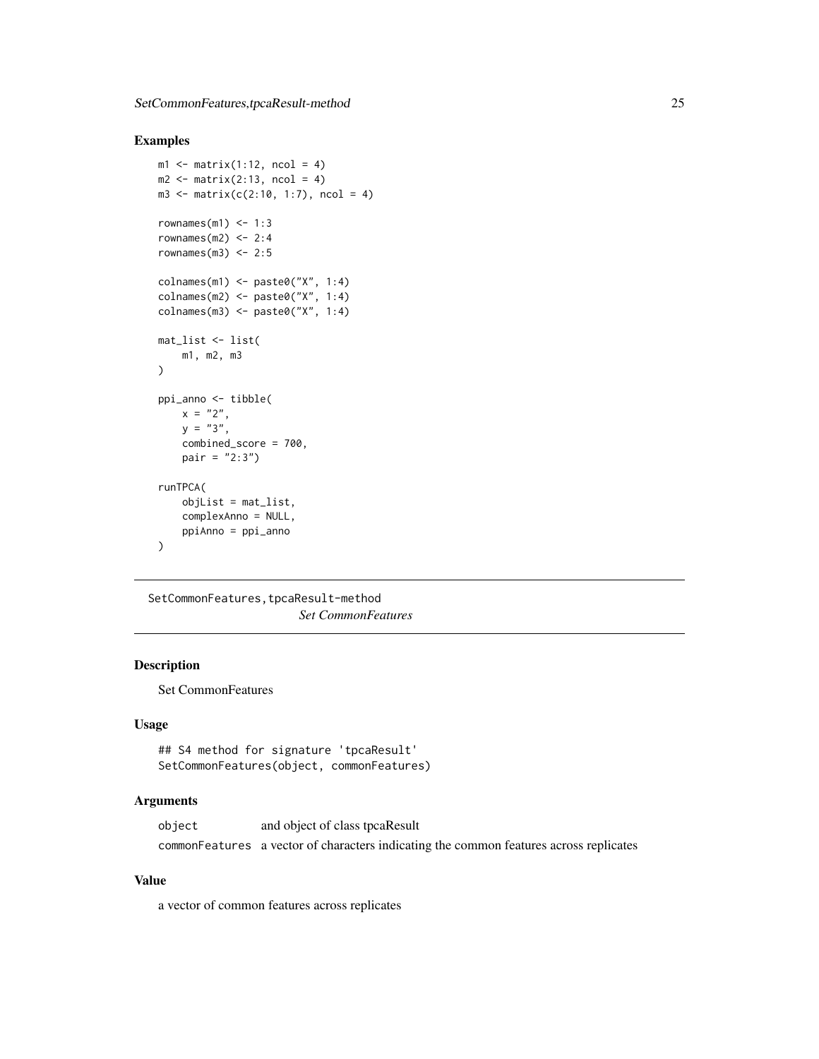## Examples

```
m1 <- matrix(1:12, ncol = 4)
m2 <- matrix(2:13, ncol = 4)
m3 <- matrix(c(2:10, 1:7), ncol = 4)

rownames(m1) <- 1:3
rownames(m2) <- 2:4
rownames(m3) <- 2:5

colnames(m1) <- paste0("X", 1:4)
colnames(m2) <- paste0("X", 1:4)
colnames(m3) <- paste0("X", 1:4)

mat_list <- list(
    m1, m2, m3
)

ppi_anno <- tibble(
    x = "2",
    y = "3",
    combined_score = 700,
    pair = "2:3")

runTPCA(
    objList = mat_list,
    complexAnno = NULL,
    ppiAnno = ppi_anno
)
```

---

# SetCommonFeatures,tpcaResult-method

*Set CommonFeatures*

## Description

Set CommonFeatures

## Usage

```
## S4 method for signature 'tpcaResult'
SetCommonFeatures(object, commonFeatures)
```

## Arguments

| | |
|---|---|
| `object` | and object of class tpcaResult |
| `commonFeatures` | a vector of characters indicating the common features across replicates |

## Value

a vector of common features across replicates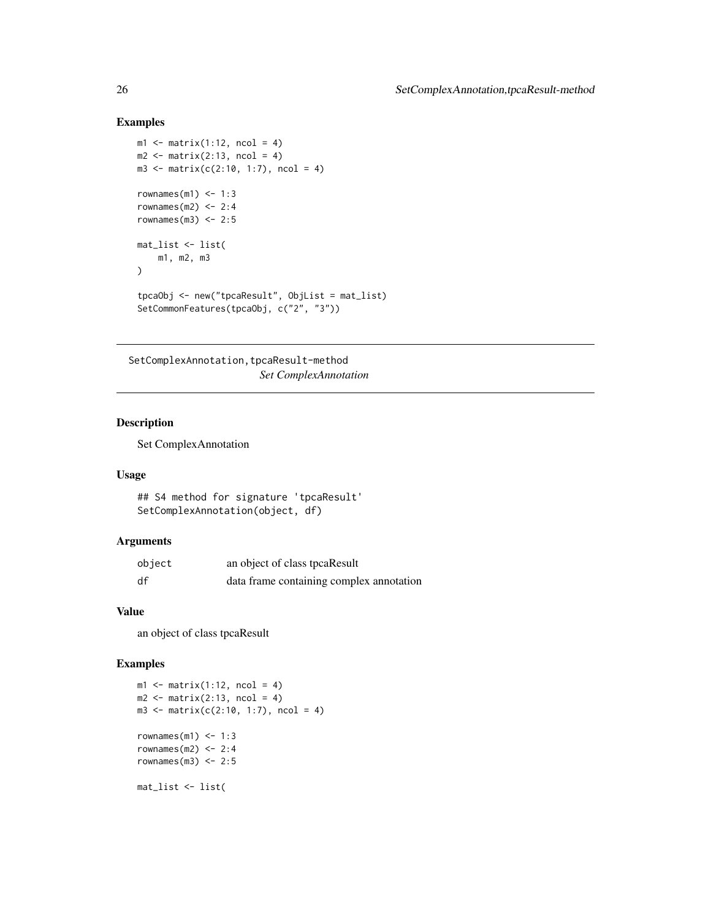## Examples

```
m1 <- matrix(1:12, ncol = 4)
m2 <- matrix(2:13, ncol = 4)
m3 <- matrix(c(2:10, 1:7), ncol = 4)

rownames(m1) <- 1:3
rownames(m2) <- 2:4
rownames(m3) <- 2:5

mat_list <- list(
    m1, m2, m3
)

tpcaObj <- new("tpcaResult", ObjList = mat_list)
SetCommonFeatures(tpcaObj, c("2", "3"))
```

---

## SetComplexAnnotation,tpcaResult-method

*Set ComplexAnnotation*

---

### Description

Set ComplexAnnotation

### Usage

```
## S4 method for signature 'tpcaResult'
SetComplexAnnotation(object, df)
```

### Arguments

| | |
|---|---|
| object | an object of class tpcaResult |
| df | data frame containing complex annotation |

### Value

an object of class tpcaResult

### Examples

```
m1 <- matrix(1:12, ncol = 4)
m2 <- matrix(2:13, ncol = 4)
m3 <- matrix(c(2:10, 1:7), ncol = 4)

rownames(m1) <- 1:3
rownames(m2) <- 2:4
rownames(m3) <- 2:5

mat_list <- list(
```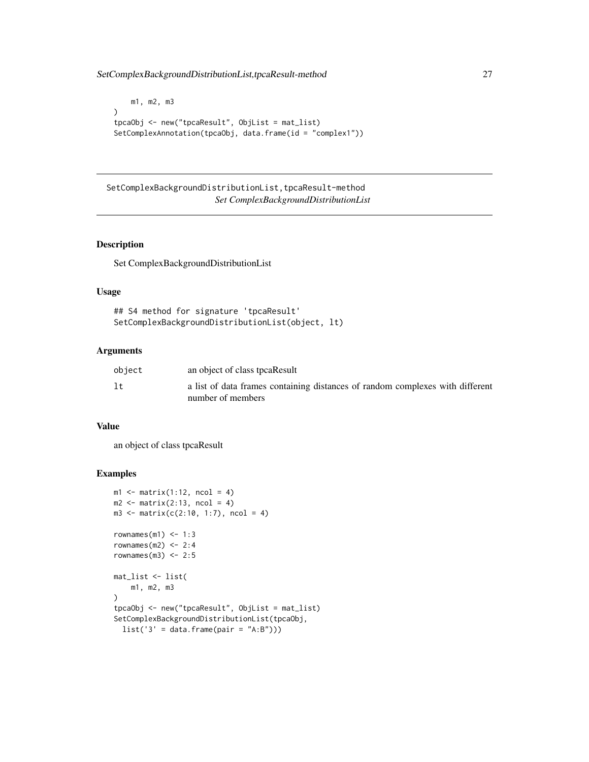```
    m1, m2, m3
)
tpcaObj <- new("tpcaResult", ObjList = mat_list)
SetComplexAnnotation(tpcaObj, data.frame(id = "complex1"))
```

## SetComplexBackgroundDistributionList,tpcaResult-method

*Set ComplexBackgroundDistributionList*

### Description

Set ComplexBackgroundDistributionList

### Usage

```
## S4 method for signature 'tpcaResult'
SetComplexBackgroundDistributionList(object, lt)
```

### Arguments

| | |
|---|---|
| object | an object of class tpcaResult |
| lt | a list of data frames containing distances of random complexes with different number of members |

### Value

an object of class tpcaResult

### Examples

```
m1 <- matrix(1:12, ncol = 4)
m2 <- matrix(2:13, ncol = 4)
m3 <- matrix(c(2:10, 1:7), ncol = 4)

rownames(m1) <- 1:3
rownames(m2) <- 2:4
rownames(m3) <- 2:5

mat_list <- list(
    m1, m2, m3
)
tpcaObj <- new("tpcaResult", ObjList = mat_list)
SetComplexBackgroundDistributionList(tpcaObj,
  list('3' = data.frame(pair = "A:B")))
```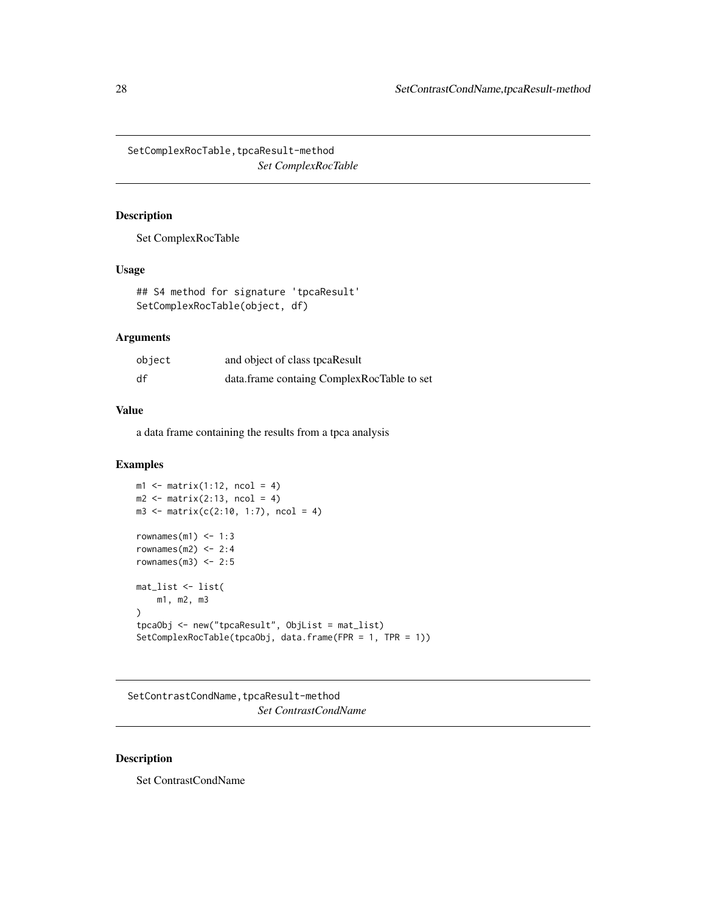## SetComplexRocTable,tpcaResult-method

*Set ComplexRocTable*

### Description

Set ComplexRocTable

### Usage

```
## S4 method for signature 'tpcaResult'
SetComplexRocTable(object, df)
```

### Arguments

| | |
|---|---|
| object | and object of class tpcaResult |
| df | data.frame containg ComplexRocTable to set |

### Value

a data frame containing the results from a tpca analysis

### Examples

```
m1 <- matrix(1:12, ncol = 4)
m2 <- matrix(2:13, ncol = 4)
m3 <- matrix(c(2:10, 1:7), ncol = 4)

rownames(m1) <- 1:3
rownames(m2) <- 2:4
rownames(m3) <- 2:5

mat_list <- list(
    m1, m2, m3
)
tpcaObj <- new("tpcaResult", ObjList = mat_list)
SetComplexRocTable(tpcaObj, data.frame(FPR = 1, TPR = 1))
```

## SetContrastCondName,tpcaResult-method

*Set ContrastCondName*

### Description

Set ContrastCondName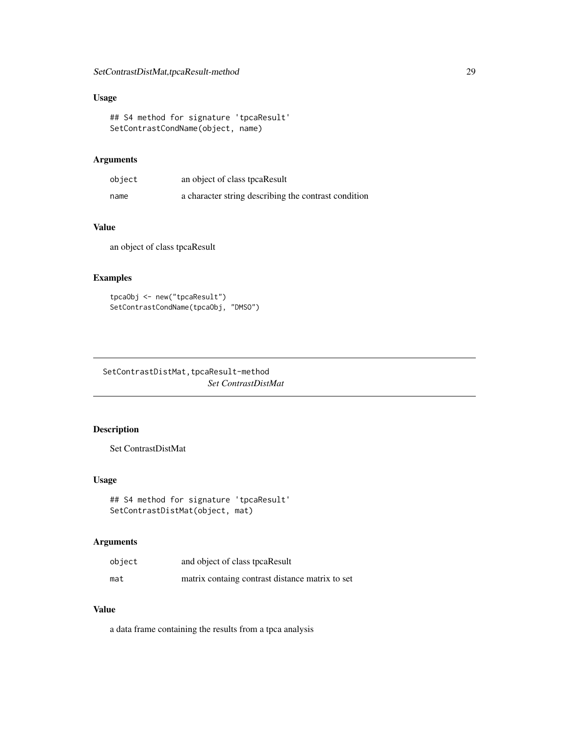## Usage

```
## S4 method for signature 'tpcaResult'
SetContrastCondName(object, name)
```

## Arguments

| | |
|---|---|
| object | an object of class tpcaResult |
| name | a character string describing the contrast condition |

## Value

an object of class tpcaResult

## Examples

```
tpcaObj <- new("tpcaResult")
SetContrastCondName(tpcaObj, "DMSO")
```

---

# SetContrastDistMat,tpcaResult-method

*Set ContrastDistMat*

## Description

Set ContrastDistMat

## Usage

```
## S4 method for signature 'tpcaResult'
SetContrastDistMat(object, mat)
```

## Arguments

| | |
|---|---|
| object | and object of class tpcaResult |
| mat | matrix containg contrast distance matrix to set |

## Value

a data frame containing the results from a tpca analysis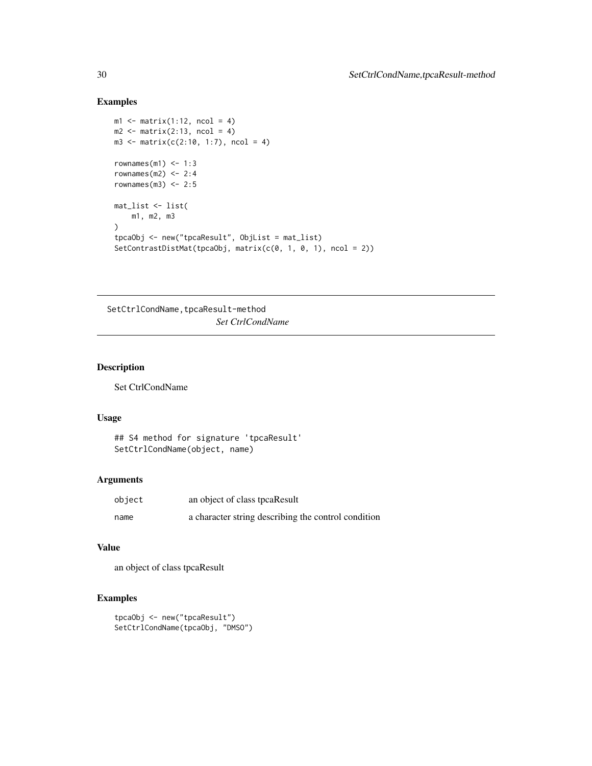## Examples

```
m1 <- matrix(1:12, ncol = 4)
m2 <- matrix(2:13, ncol = 4)
m3 <- matrix(c(2:10, 1:7), ncol = 4)

rownames(m1) <- 1:3
rownames(m2) <- 2:4
rownames(m3) <- 2:5

mat_list <- list(
    m1, m2, m3
)
tpcaObj <- new("tpcaResult", ObjList = mat_list)
SetContrastDistMat(tpcaObj, matrix(c(0, 1, 0, 1), ncol = 2))
```

---

# SetCtrlCondName,tpcaResult-method

*Set CtrlCondName*

---

## Description

Set CtrlCondName

## Usage

```
## S4 method for signature 'tpcaResult'
SetCtrlCondName(object, name)
```

## Arguments

| | |
|---|---|
| object | an object of class tpcaResult |
| name | a character string describing the control condition |

## Value

an object of class tpcaResult

## Examples

```
tpcaObj <- new("tpcaResult")
SetCtrlCondName(tpcaObj, "DMSO")
```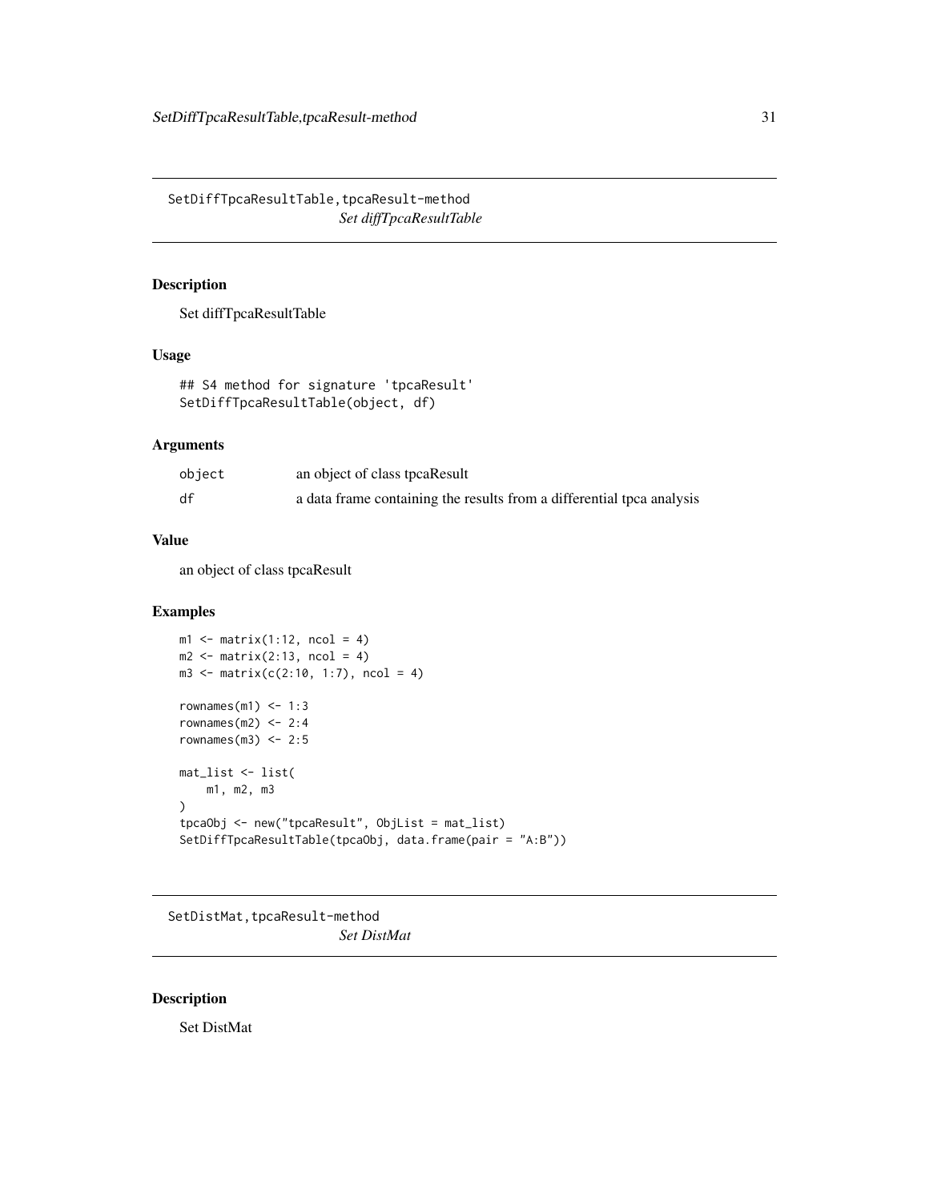## SetDiffTpcaResultTable,tpcaResult-method

*Set diffTpcaResultTable*

### Description

Set diffTpcaResultTable

### Usage

```
## S4 method for signature 'tpcaResult'
SetDiffTpcaResultTable(object, df)
```

### Arguments

| | |
|---|---|
| object | an object of class tpcaResult |
| df | a data frame containing the results from a differential tpca analysis |

### Value

an object of class tpcaResult

### Examples

```
m1 <- matrix(1:12, ncol = 4)
m2 <- matrix(2:13, ncol = 4)
m3 <- matrix(c(2:10, 1:7), ncol = 4)

rownames(m1) <- 1:3
rownames(m2) <- 2:4
rownames(m3) <- 2:5

mat_list <- list(
    m1, m2, m3
)
tpcaObj <- new("tpcaResult", ObjList = mat_list)
SetDiffTpcaResultTable(tpcaObj, data.frame(pair = "A:B"))
```

## SetDistMat,tpcaResult-method

*Set DistMat*

### Description

Set DistMat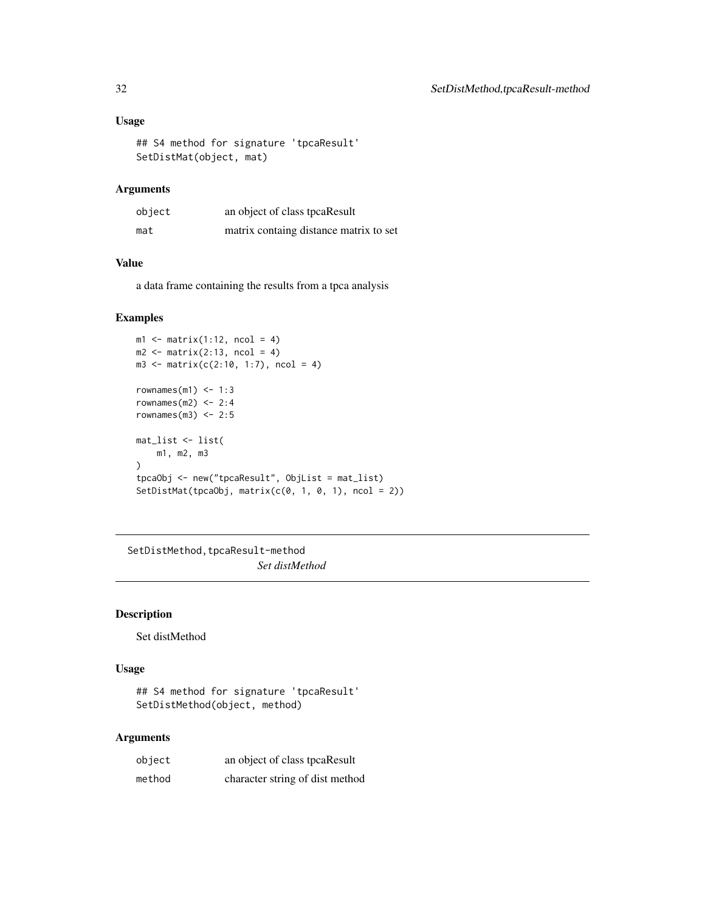## Usage

```
## S4 method for signature 'tpcaResult'
SetDistMat(object, mat)
```

## Arguments

| | |
|---|---|
| object | an object of class tpcaResult |
| mat | matrix containg distance matrix to set |

## Value

a data frame containing the results from a tpca analysis

## Examples

```
m1 <- matrix(1:12, ncol = 4)
m2 <- matrix(2:13, ncol = 4)
m3 <- matrix(c(2:10, 1:7), ncol = 4)

rownames(m1) <- 1:3
rownames(m2) <- 2:4
rownames(m3) <- 2:5

mat_list <- list(
    m1, m2, m3
)
tpcaObj <- new("tpcaResult", ObjList = mat_list)
SetDistMat(tpcaObj, matrix(c(0, 1, 0, 1), ncol = 2))
```

---

# SetDistMethod,tpcaResult-method

*Set distMethod*

---

## Description

Set distMethod

## Usage

```
## S4 method for signature 'tpcaResult'
SetDistMethod(object, method)
```

## Arguments

| | |
|---|---|
| object | an object of class tpcaResult |
| method | character string of dist method |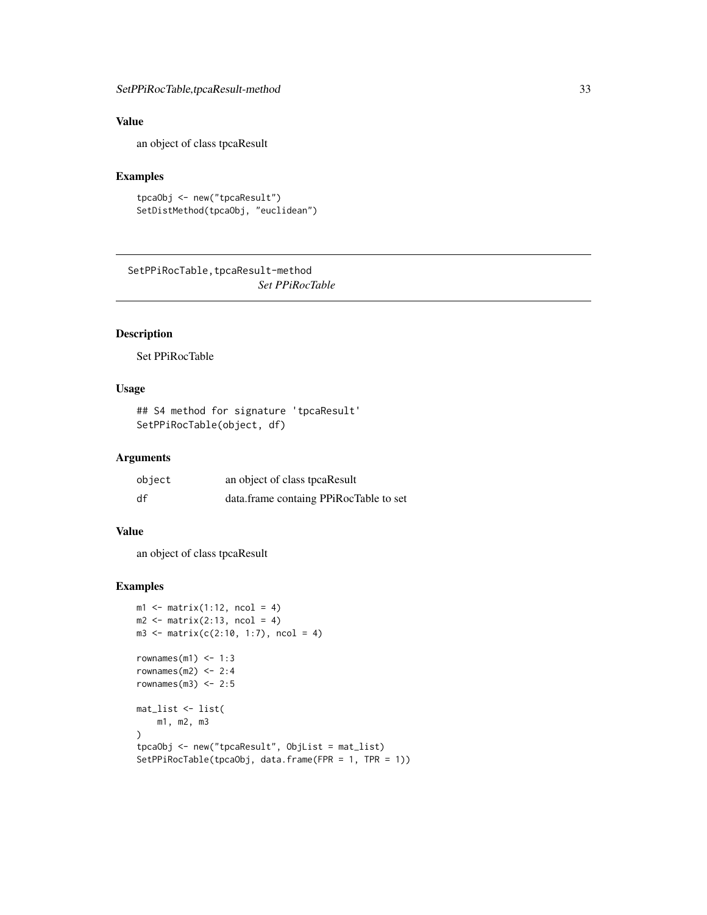### Value

an object of class tpcaResult

### Examples

```
tpcaObj <- new("tpcaResult")
SetDistMethod(tpcaObj, "euclidean")
```

---

## SetPPiRocTable,tpcaResult-method

*Set PPiRocTable*

---

### Description

Set PPiRocTable

### Usage

```
## S4 method for signature 'tpcaResult'
SetPPiRocTable(object, df)
```

### Arguments

| | |
|---|---|
| object | an object of class tpcaResult |
| df | data.frame containg PPiRocTable to set |

### Value

an object of class tpcaResult

### Examples

```
m1 <- matrix(1:12, ncol = 4)
m2 <- matrix(2:13, ncol = 4)
m3 <- matrix(c(2:10, 1:7), ncol = 4)

rownames(m1) <- 1:3
rownames(m2) <- 2:4
rownames(m3) <- 2:5

mat_list <- list(
    m1, m2, m3
)
tpcaObj <- new("tpcaResult", ObjList = mat_list)
SetPPiRocTable(tpcaObj, data.frame(FPR = 1, TPR = 1))
```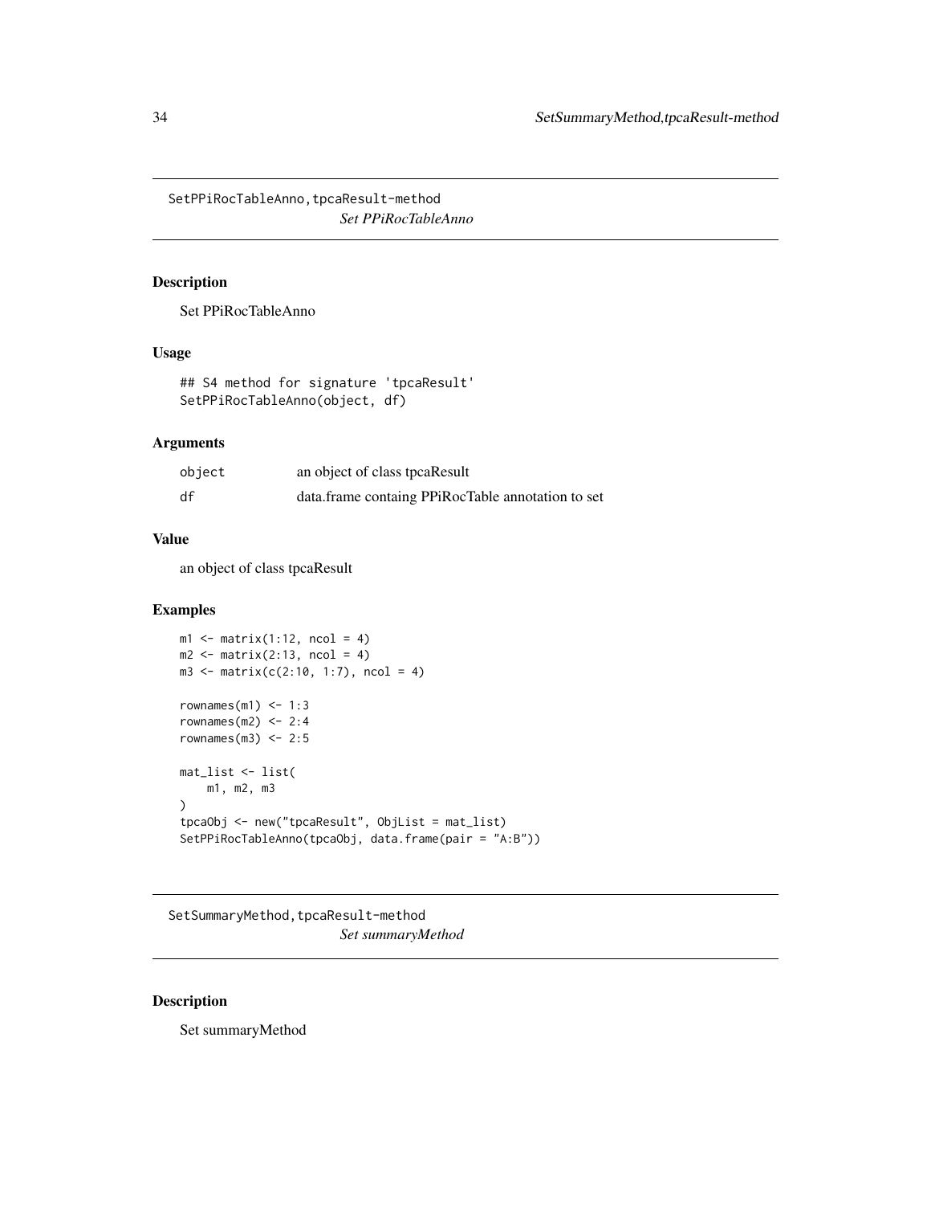## SetPPiRocTableAnno,tpcaResult-method

*Set PPiRocTableAnno*

### Description

Set PPiRocTableAnno

### Usage

```
## S4 method for signature 'tpcaResult'
SetPPiRocTableAnno(object, df)
```

### Arguments

| | |
|---|---|
| object | an object of class tpcaResult |
| df | data.frame containg PPiRocTable annotation to set |

### Value

an object of class tpcaResult

### Examples

```
m1 <- matrix(1:12, ncol = 4)
m2 <- matrix(2:13, ncol = 4)
m3 <- matrix(c(2:10, 1:7), ncol = 4)

rownames(m1) <- 1:3
rownames(m2) <- 2:4
rownames(m3) <- 2:5

mat_list <- list(
    m1, m2, m3
)
tpcaObj <- new("tpcaResult", ObjList = mat_list)
SetPPiRocTableAnno(tpcaObj, data.frame(pair = "A:B"))
```

## SetSummaryMethod,tpcaResult-method

*Set summaryMethod*

### Description

Set summaryMethod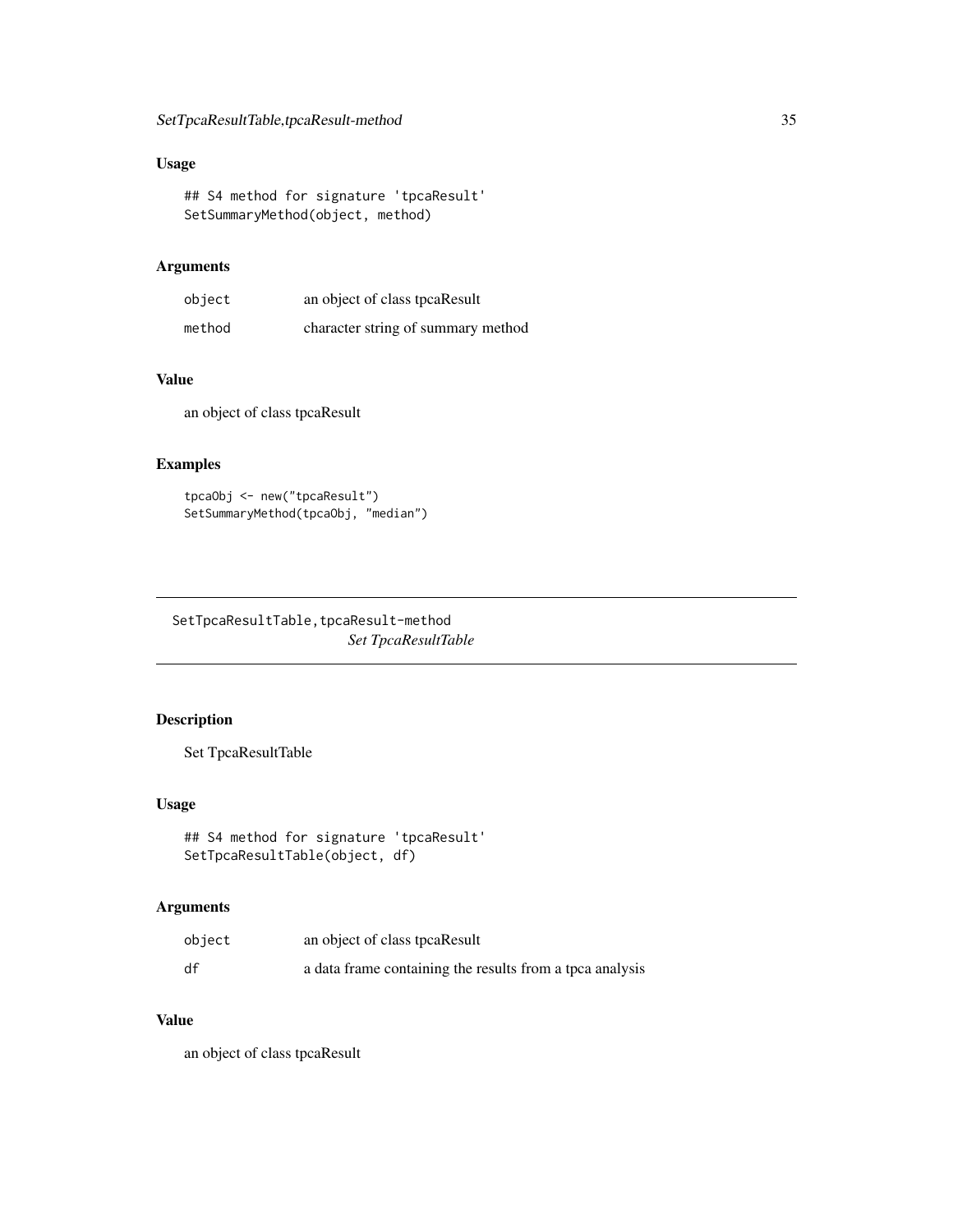## Usage

```
## S4 method for signature 'tpcaResult'
SetSummaryMethod(object, method)
```

## Arguments

| | |
|---|---|
| object | an object of class tpcaResult |
| method | character string of summary method |

## Value

an object of class tpcaResult

## Examples

```
tpcaObj <- new("tpcaResult")
SetSummaryMethod(tpcaObj, "median")
```

---

# SetTpcaResultTable,tpcaResult-method

*Set TpcaResultTable*

## Description

Set TpcaResultTable

## Usage

```
## S4 method for signature 'tpcaResult'
SetTpcaResultTable(object, df)
```

## Arguments

| | |
|---|---|
| object | an object of class tpcaResult |
| df | a data frame containing the results from a tpca analysis |

## Value

an object of class tpcaResult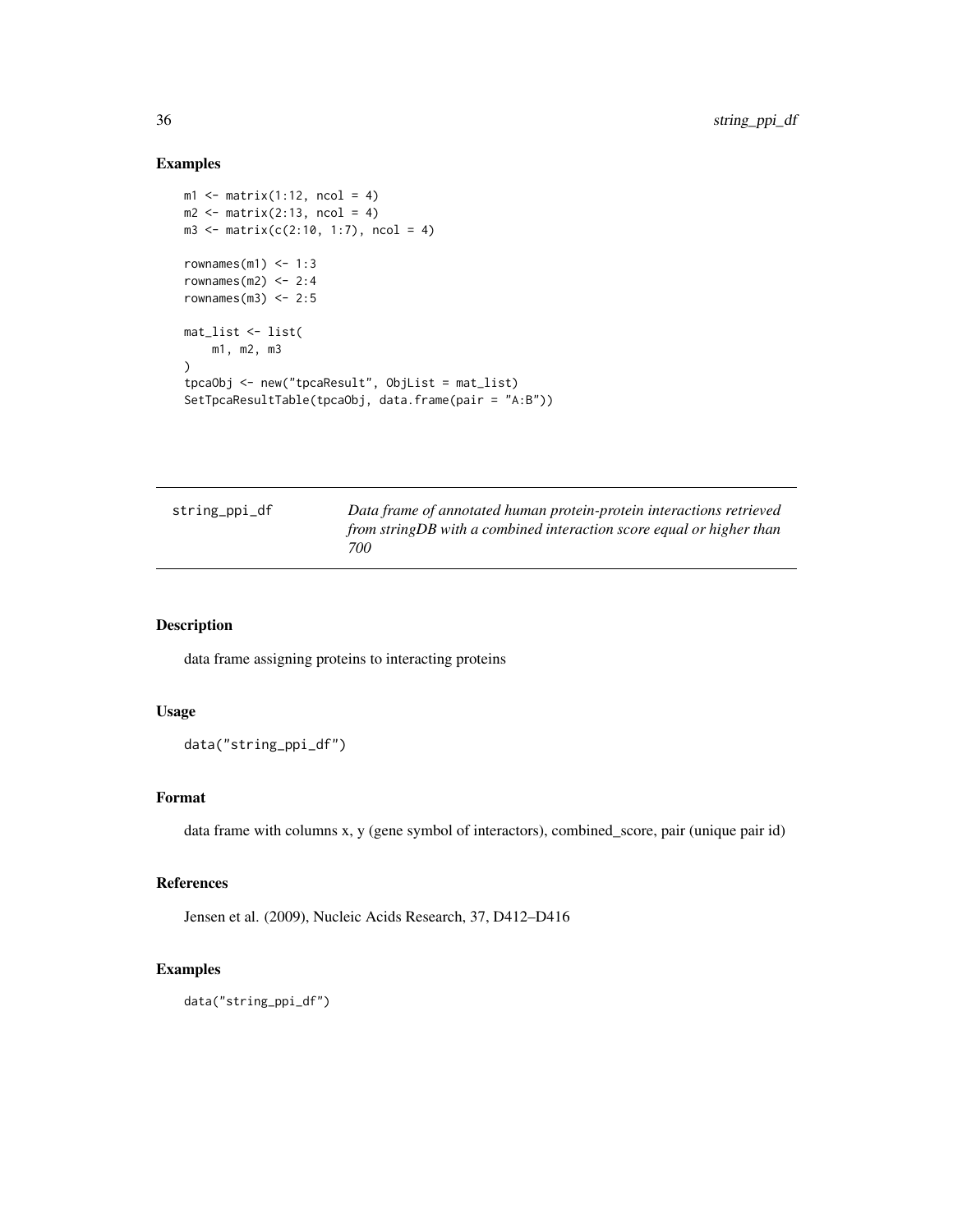## Examples

```
m1 <- matrix(1:12, ncol = 4)
m2 <- matrix(2:13, ncol = 4)
m3 <- matrix(c(2:10, 1:7), ncol = 4)

rownames(m1) <- 1:3
rownames(m2) <- 2:4
rownames(m3) <- 2:5

mat_list <- list(
    m1, m2, m3
)
tpcaObj <- new("tpcaResult", ObjList = mat_list)
SetTpcaResultTable(tpcaObj, data.frame(pair = "A:B"))
```

---

# string_ppi_df — *Data frame of annotated human protein-protein interactions retrieved from stringDB with a combined interaction score equal or higher than 700*

---

## Description

data frame assigning proteins to interacting proteins

## Usage

```
data("string_ppi_df")
```

## Format

data frame with columns x, y (gene symbol of interactors), combined_score, pair (unique pair id)

## References

Jensen et al. (2009), Nucleic Acids Research, 37, D412–D416

## Examples

```
data("string_ppi_df")
```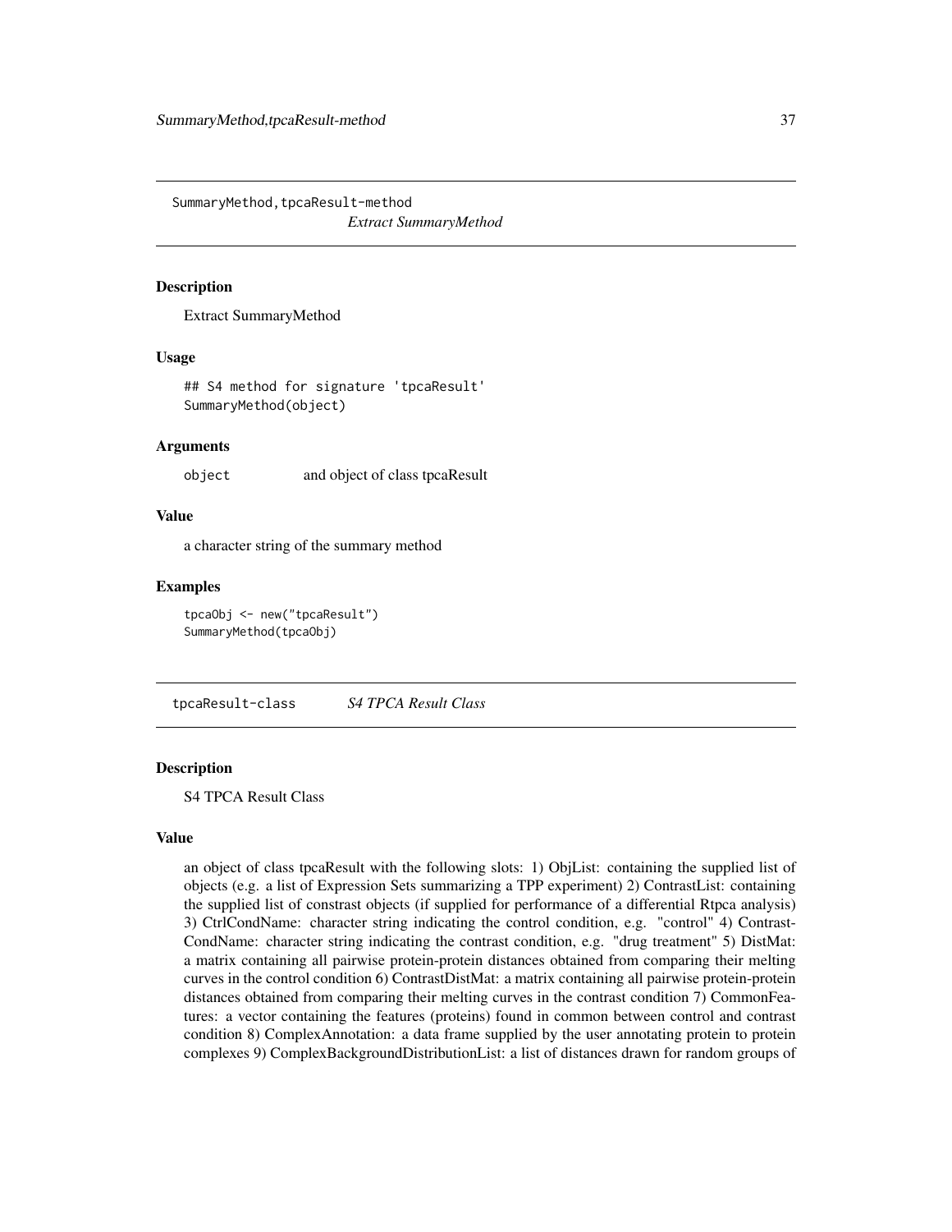## SummaryMethod,tpcaResult-method

*Extract SummaryMethod*

### Description

Extract SummaryMethod

### Usage

```
## S4 method for signature 'tpcaResult'
SummaryMethod(object)
```

### Arguments

| | |
|---|---|
| object | and object of class tpcaResult |

### Value

a character string of the summary method

### Examples

```
tpcaObj <- new("tpcaResult")
SummaryMethod(tpcaObj)
```

## tpcaResult-class

*S4 TPCA Result Class*

### Description

S4 TPCA Result Class

### Value

an object of class tpcaResult with the following slots: 1) ObjList: containing the supplied list of objects (e.g. a list of Expression Sets summarizing a TPP experiment) 2) ContrastList: containing the supplied list of constrast objects (if supplied for performance of a differential Rtpca analysis) 3) CtrlCondName: character string indicating the control condition, e.g. "control" 4) ContrastCondName: character string indicating the contrast condition, e.g. "drug treatment" 5) DistMat: a matrix containing all pairwise protein-protein distances obtained from comparing their melting curves in the control condition 6) ContrastDistMat: a matrix containing all pairwise protein-protein distances obtained from comparing their melting curves in the contrast condition 7) CommonFeatures: a vector containing the features (proteins) found in common between control and contrast condition 8) ComplexAnnotation: a data frame supplied by the user annotating protein to protein complexes 9) ComplexBackgroundDistributionList: a list of distances drawn for random groups of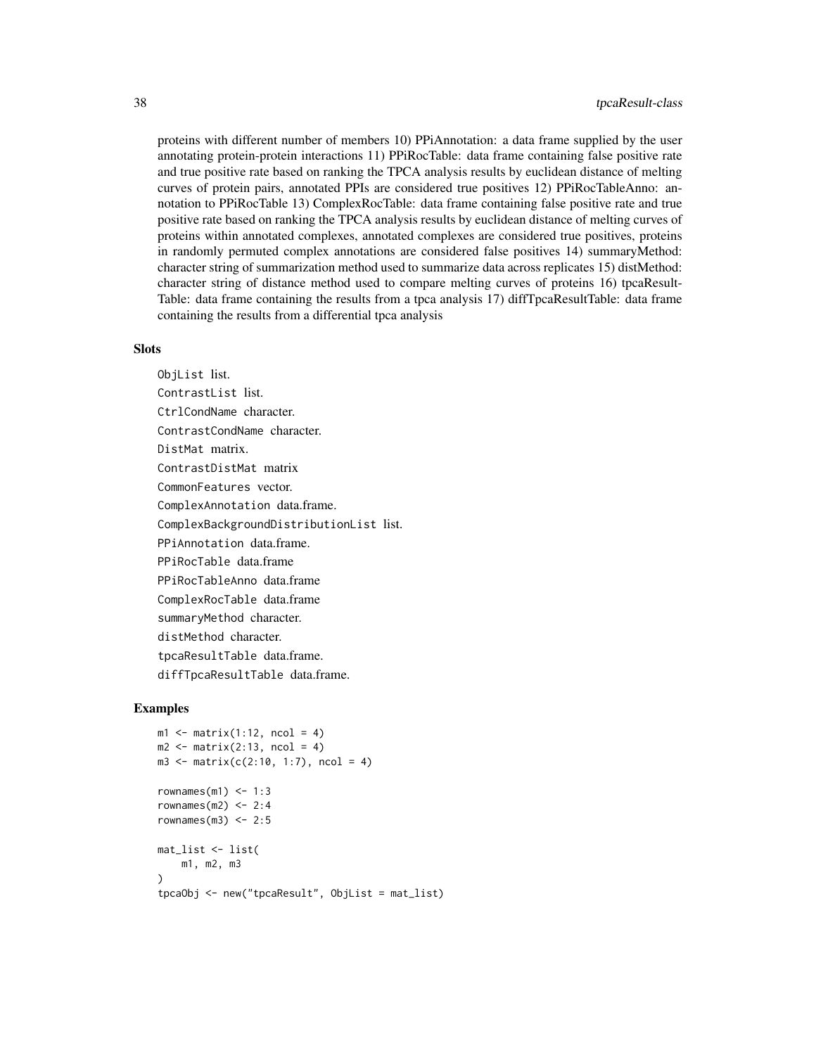proteins with different number of members 10) PPiAnnotation: a data frame supplied by the user annotating protein-protein interactions 11) PPiRocTable: data frame containing false positive rate and true positive rate based on ranking the TPCA analysis results by euclidean distance of melting curves of protein pairs, annotated PPIs are considered true positives 12) PPiRocTableAnno: annotation to PPiRocTable 13) ComplexRocTable: data frame containing false positive rate and true positive rate based on ranking the TPCA analysis results by euclidean distance of melting curves of proteins within annotated complexes, annotated complexes are considered true positives, proteins in randomly permuted complex annotations are considered false positives 14) summaryMethod: character string of summarization method used to summarize data across replicates 15) distMethod: character string of distance method used to compare melting curves of proteins 16) tpcaResultTable: data frame containing the results from a tpca analysis 17) diffTpcaResultTable: data frame containing the results from a differential tpca analysis

## Slots

`ObjList` list.

`ContrastList` list.

`CtrlCondName` character.

`ContrastCondName` character.

`DistMat` matrix.

`ContrastDistMat` matrix

`CommonFeatures` vector.

`ComplexAnnotation` data.frame.

`ComplexBackgroundDistributionList` list.

`PPiAnnotation` data.frame.

`PPiRocTable` data.frame

`PPiRocTableAnno` data.frame

`ComplexRocTable` data.frame

`summaryMethod` character.

`distMethod` character.

`tpcaResultTable` data.frame.

`diffTpcaResultTable` data.frame.

## Examples

```
m1 <- matrix(1:12, ncol = 4)
m2 <- matrix(2:13, ncol = 4)
m3 <- matrix(c(2:10, 1:7), ncol = 4)

rownames(m1) <- 1:3
rownames(m2) <- 2:4
rownames(m3) <- 2:5

mat_list <- list(
    m1, m2, m3
)
tpcaObj <- new("tpcaResult", ObjList = mat_list)
```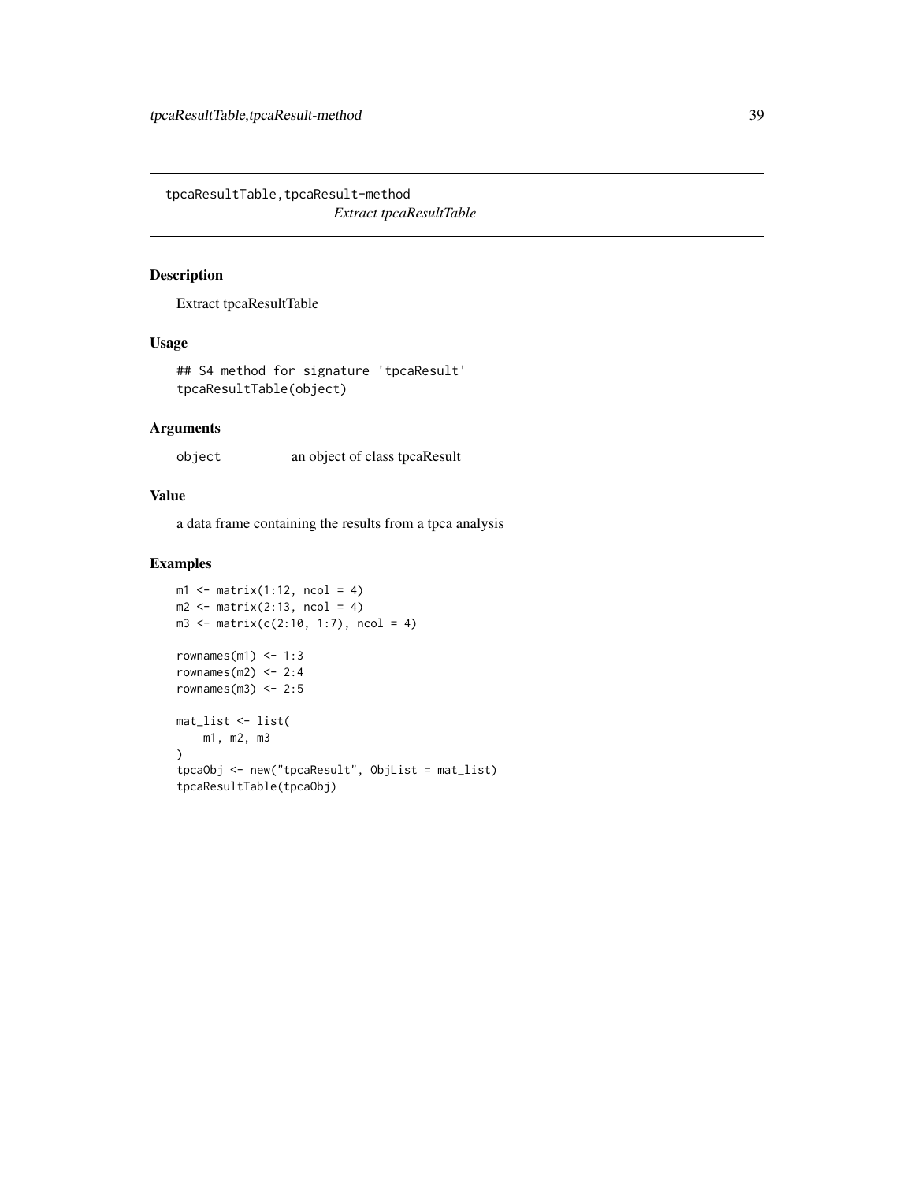## tpcaResultTable,tpcaResult-method

*Extract tpcaResultTable*

### Description

Extract tpcaResultTable

### Usage

```
## S4 method for signature 'tpcaResult'
tpcaResultTable(object)
```

### Arguments

| | |
|---|---|
| `object` | an object of class tpcaResult |

### Value

a data frame containing the results from a tpca analysis

### Examples

```
m1 <- matrix(1:12, ncol = 4)
m2 <- matrix(2:13, ncol = 4)
m3 <- matrix(c(2:10, 1:7), ncol = 4)

rownames(m1) <- 1:3
rownames(m2) <- 2:4
rownames(m3) <- 2:5

mat_list <- list(
    m1, m2, m3
)
tpcaObj <- new("tpcaResult", ObjList = mat_list)
tpcaResultTable(tpcaObj)
```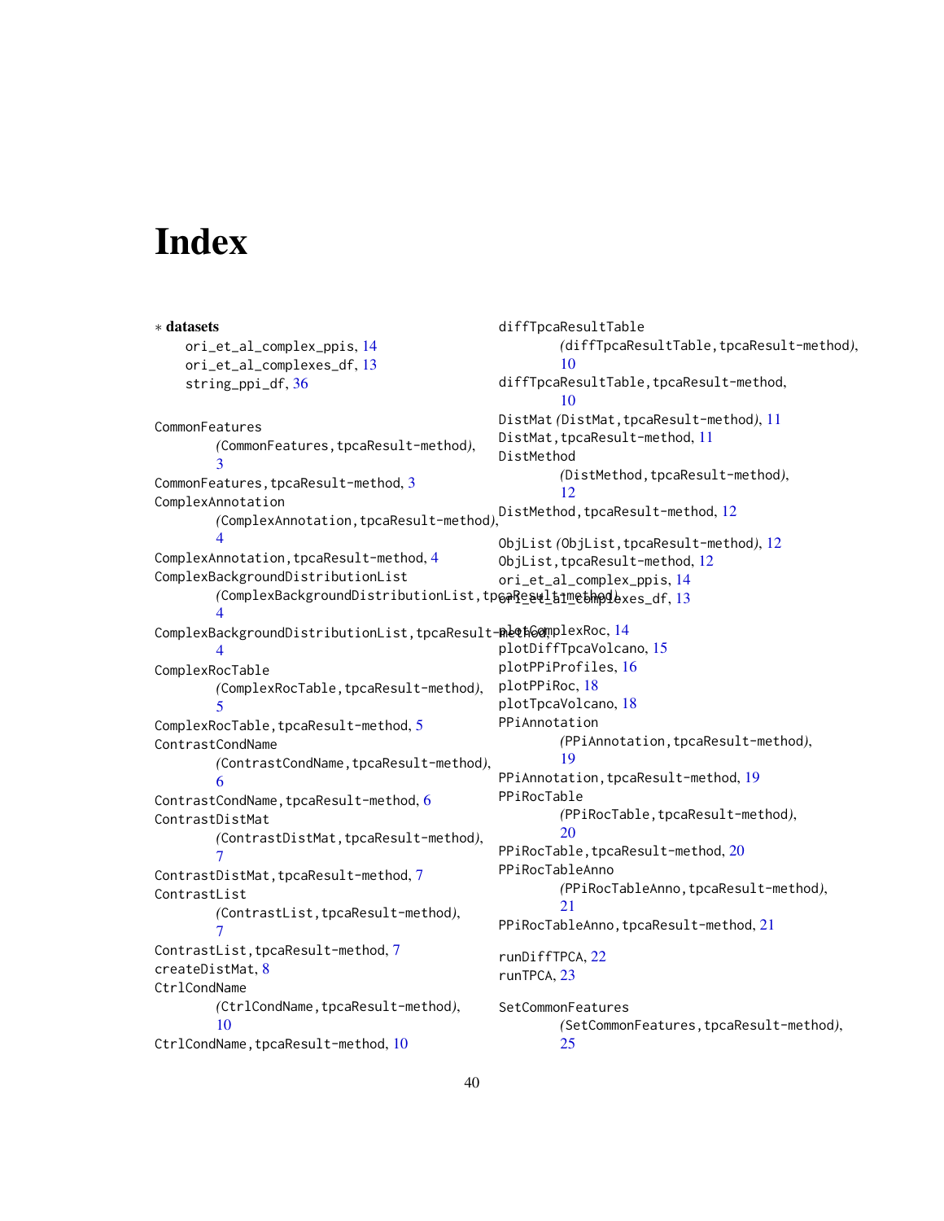# Index

∗ **datasets**

- ori_et_al_complex_ppis, 14
- ori_et_al_complexes_df, 13
- string_ppi_df, 36

CommonFeatures
    *(*CommonFeatures,tpcaResult-method*)*, 3
CommonFeatures,tpcaResult-method, 3
ComplexAnnotation
    *(*ComplexAnnotation,tpcaResult-method*)*, 4
ComplexAnnotation,tpcaResult-method, 4
ComplexBackgroundDistributionList
    *(*ComplexBackgroundDistributionList,tpcaResult-method*)*, 4
ComplexBackgroundDistributionList,tpcaResult-method, 4
ComplexRocTable
    *(*ComplexRocTable,tpcaResult-method*)*, 5
ComplexRocTable,tpcaResult-method, 5
ContrastCondName
    *(*ContrastCondName,tpcaResult-method*)*, 6
ContrastCondName,tpcaResult-method, 6
ContrastDistMat
    *(*ContrastDistMat,tpcaResult-method*)*, 7
ContrastDistMat,tpcaResult-method, 7
ContrastList
    *(*ContrastList,tpcaResult-method*)*, 7
ContrastList,tpcaResult-method, 7
createDistMat, 8
CtrlCondName
    *(*CtrlCondName,tpcaResult-method*)*, 10
CtrlCondName,tpcaResult-method, 10

diffTpcaResultTable
    *(*diffTpcaResultTable,tpcaResult-method*)*, 10
diffTpcaResultTable,tpcaResult-method, 10
DistMat *(*DistMat,tpcaResult-method*)*, 11
DistMat,tpcaResult-method, 11
DistMethod
    *(*DistMethod,tpcaResult-method*)*, 12
DistMethod,tpcaResult-method, 12

ObjList *(*ObjList,tpcaResult-method*)*, 12
ObjList,tpcaResult-method, 12
ori_et_al_complex_ppis, 14
ori_et_al_complexes_df, 13

plotComplexRoc, 14
plotDiffTpcaVolcano, 15
plotPPiProfiles, 16
plotPPiRoc, 18
plotTpcaVolcano, 18
PPiAnnotation
    *(*PPiAnnotation,tpcaResult-method*)*, 19
PPiAnnotation,tpcaResult-method, 19
PPiRocTable
    *(*PPiRocTable,tpcaResult-method*)*, 20
PPiRocTable,tpcaResult-method, 20
PPiRocTableAnno
    *(*PPiRocTableAnno,tpcaResult-method*)*, 21
PPiRocTableAnno,tpcaResult-method, 21

runDiffTPCA, 22
runTPCA, 23

SetCommonFeatures
    *(*SetCommonFeatures,tpcaResult-method*)*, 25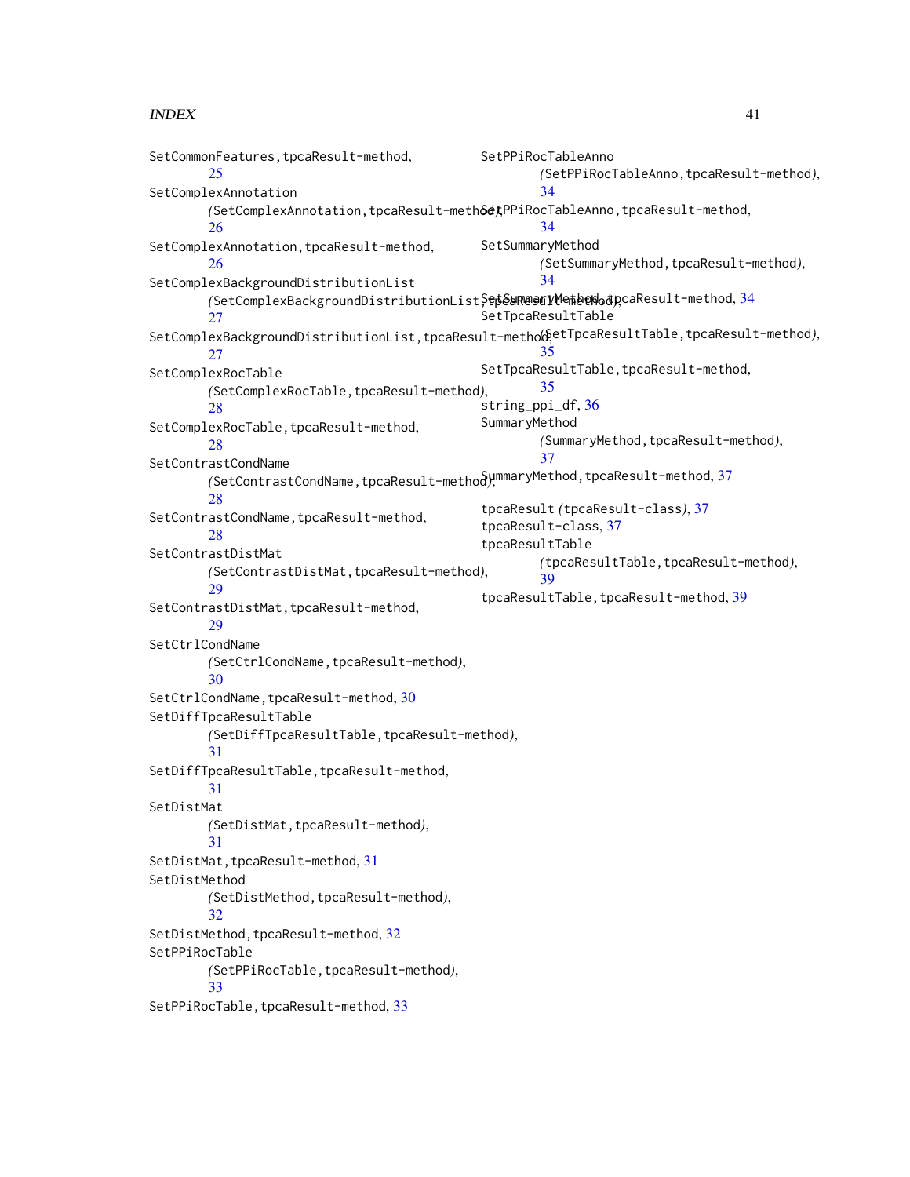SetCommonFeatures,tpcaResult-method, 25
SetComplexAnnotation (SetComplexAnnotation,tpcaResult-method), 26
SetComplexAnnotation,tpcaResult-method, 26
SetComplexBackgroundDistributionList (SetComplexBackgroundDistributionList,tpcaResult-method), 27
SetComplexBackgroundDistributionList,tpcaResult-method, 27
SetComplexRocTable (SetComplexRocTable,tpcaResult-method), 28
SetComplexRocTable,tpcaResult-method, 28
SetContrastCondName (SetContrastCondName,tpcaResult-method), 28
SetContrastCondName,tpcaResult-method, 28
SetContrastDistMat (SetContrastDistMat,tpcaResult-method), 29
SetContrastDistMat,tpcaResult-method, 29
SetCtrlCondName (SetCtrlCondName,tpcaResult-method), 30
SetCtrlCondName,tpcaResult-method, 30
SetDiffTpcaResultTable (SetDiffTpcaResultTable,tpcaResult-method), 31
SetDiffTpcaResultTable,tpcaResult-method, 31
SetDistMat (SetDistMat,tpcaResult-method), 31
SetDistMat,tpcaResult-method, 31
SetDistMethod (SetDistMethod,tpcaResult-method), 32
SetDistMethod,tpcaResult-method, 32
SetPPiRocTable (SetPPiRocTable,tpcaResult-method), 33
SetPPiRocTable,tpcaResult-method, 33
SetPPiRocTableAnno (SetPPiRocTableAnno,tpcaResult-method), 34
SetPPiRocTableAnno,tpcaResult-method, 34
SetSummaryMethod (SetSummaryMethod,tpcaResult-method), 34
SetSummaryMethod,tpcaResult-method, 34
SetTpcaResultTable (SetTpcaResultTable,tpcaResult-method), 35
SetTpcaResultTable,tpcaResult-method, 35
string_ppi_df, 36
SummaryMethod (SummaryMethod,tpcaResult-method), 37
SummaryMethod,tpcaResult-method, 37

tpcaResult (tpcaResult-class), 37
tpcaResult-class, 37
tpcaResultTable (tpcaResultTable,tpcaResult-method), 39
tpcaResultTable,tpcaResult-method, 39